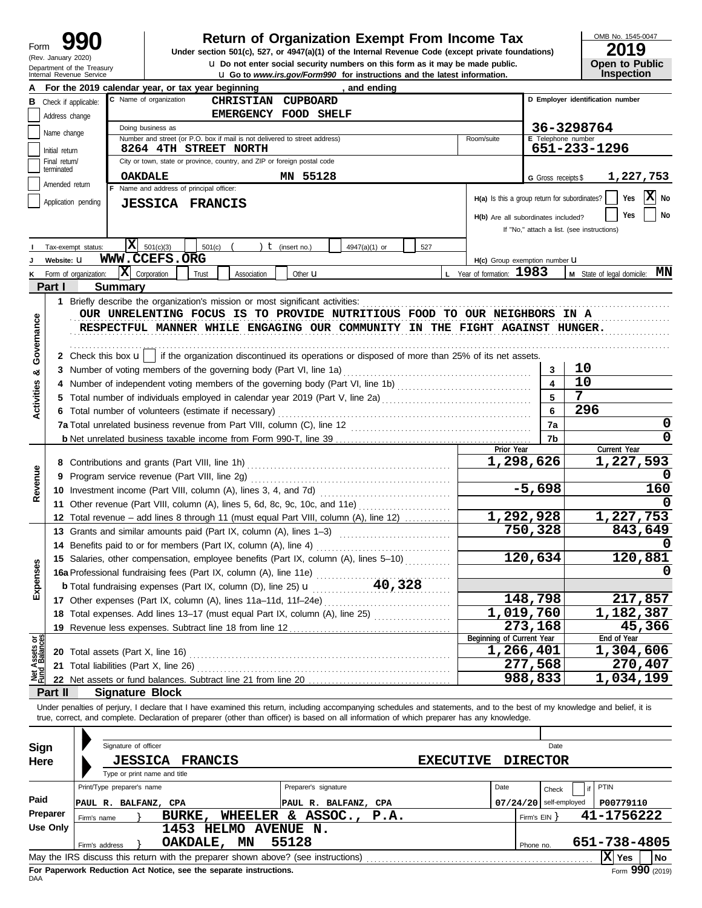Form **990** (Rev. January 2020) Department of the Treasury Internal Revenue Service

# Return of Organization Exempt From Income Tax

**Under section 501(c), 527, or 4947(a)(1) of the Internal Revenue Code (except private foundations)**

u Do not enter social security numbers on this form as it may be made public.

u Go to *www.irs.gov/Form990* for instructions and the latest information.

OMB No. 1545-0047 **2019** **Open to Public Inspection**

**A** For the 2019 calendar year, or tax year beginning , and ending

**B** Check if applicable: Address change / Name change / Initial return / Final return/terminated / Amended return / Application pending

**C** Name of organization: CHRISTIAN CUPBOARD EMERGENCY FOOD SHELF

Doing business as

Number and street (or P.O. box if mail is not delivered to street address): 8264 4TH STREET NORTH — Room/suite

City or town, state or province, country, and ZIP or foreign postal code: OAKDALE MN 55128

**D** Employer identification number: 36-3298764

**E** Telephone number: 651-233-1296

**G** Gross receipts $ 1,227,753

**F** Name and address of principal officer: JESSICA FRANCIS

H(a) Is this a group return for subordinates? Yes [ ] No [X]

H(b) Are all subordinates included? Yes [ ] No [ ] If "No," attach a list. (see instructions)

**I** Tax-exempt status: [X] 501(c)(3) [ ] 501(c) ( ) t (insert no.) [ ] 4947(a)(1) or [ ] 527

**J** Website: u WWW.CCEFS.ORG

H(c) Group exemption number u

**K** Form of organization: [X] Corporation [ ] Trust [ ] Association [ ] Other u

**L** Year of formation: 1983 **M** State of legal domicile: MN

## Part I Summary

**Activities & Governance**

1 Briefly describe the organization's mission or most significant activities:
OUR UNRELENTING FOCUS IS TO PROVIDE NUTRITIOUS FOOD TO OUR NEIGHBORS IN A RESPECTFUL MANNER WHILE ENGAGING OUR COMMUNITY IN THE FIGHT AGAINST HUNGER.

2 Check this box u [ ] if the organization discontinued its operations or disposed of more than 25% of its net assets.

| | | | |
|---|---|---|---|
| 3 | Number of voting members of the governing body (Part VI, line 1a) | 3 | 10 |
| 4 | Number of independent voting members of the governing body (Part VI, line 1b) | 4 | 10 |
| 5 | Total number of individuals employed in calendar year 2019 (Part V, line 2a) | 5 | 7 |
| 6 | Total number of volunteers (estimate if necessary) | 6 | 296 |
| 7a | Total unrelated business revenue from Part VIII, column (C), line 12 | 7a | 0 |
| b | Net unrelated business taxable income from Form 990-T, line 39 | 7b | 0 |

| | | Prior Year | Current Year |
|---|---|---|---|
| **Revenue** | | | |
| 8 | Contributions and grants (Part VIII, line 1h) | 1,298,626 | 1,227,593 |
| 9 | Program service revenue (Part VIII, line 2g) | | 0 |
| 10 | Investment income (Part VIII, column (A), lines 3, 4, and 7d) | -5,698 | 160 |
| 11 | Other revenue (Part VIII, column (A), lines 5, 6d, 8c, 9c, 10c, and 11e) | | 0 |
| 12 | Total revenue – add lines 8 through 11 (must equal Part VIII, column (A), line 12) | 1,292,928 | 1,227,753 |
| **Expenses** | | | |
| 13 | Grants and similar amounts paid (Part IX, column (A), lines 1–3) | 750,328 | 843,649 |
| 14 | Benefits paid to or for members (Part IX, column (A), line 4) | | 0 |
| 15 | Salaries, other compensation, employee benefits (Part IX, column (A), lines 5–10) | 120,634 | 120,881 |
| 16a | Professional fundraising fees (Part IX, column (A), line 11e) | | 0 |
| b | Total fundraising expenses (Part IX, column (D), line 25) u 40,328 | | |
| 17 | Other expenses (Part IX, column (A), lines 11a–11d, 11f–24e) | 148,798 | 217,857 |
| 18 | Total expenses. Add lines 13–17 (must equal Part IX, column (A), line 25) | 1,019,760 | 1,182,387 |
| 19 | Revenue less expenses. Subtract line 18 from line 12 | 273,168 | 45,366 |
| **Net Assets or Fund Balances** | | **Beginning of Current Year** | **End of Year** |
| 20 | Total assets (Part X, line 16) | 1,266,401 | 1,304,606 |
| 21 | Total liabilities (Part X, line 26) | 277,568 | 270,407 |
| 22 | Net assets or fund balances. Subtract line 21 from line 20 | 988,833 | 1,034,199 |

## Part II Signature Block

Under penalties of perjury, I declare that I have examined this return, including accompanying schedules and statements, and to the best of my knowledge and belief, it is true, correct, and complete. Declaration of preparer (other than officer) is based on all information of which preparer has any knowledge.

**Sign Here**

Signature of officer — Date

JESSICA FRANCIS EXECUTIVE DIRECTOR

Type or print name and title

**Paid Preparer Use Only**

| Print/Type preparer's name | Preparer's signature | Date | Check [ ] if self-employed | PTIN |
|---|---|---|---|---|
| PAUL R. BALFANZ, CPA | PAUL R. BALFANZ, CPA | 07/24/20 | | P00779110 |

Firm's name } BURKE, WHEELER & ASSOC., P.A. — Firm's EIN } 41-1756222

Firm's address } 1453 HELMO AVENUE N. OAKDALE, MN 55128 — Phone no. 651-738-4805

May the IRS discuss this return with the preparer shown above? (see instructions) [X] Yes [ ] No

**For Paperwork Reduction Act Notice, see the separate instructions.**

DAA Form **990** (2019)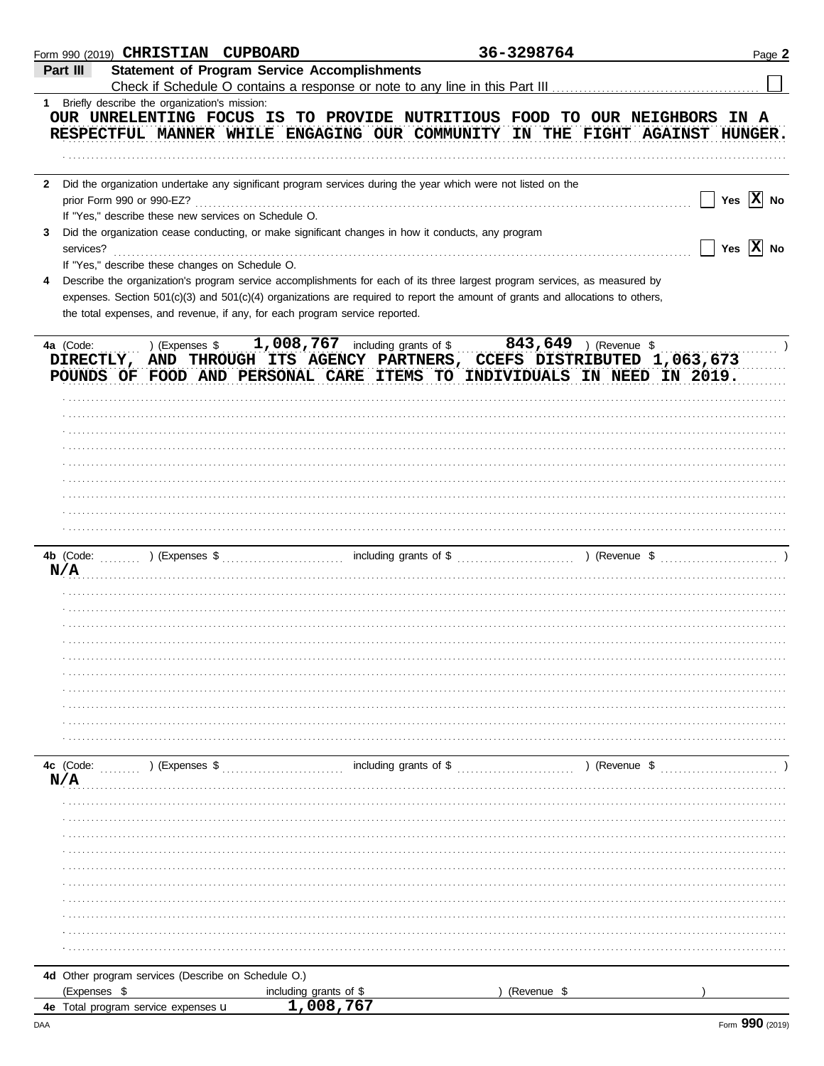Form 990 (2019) **CHRISTIAN CUPBOARD** **36-3298764** Page **2**

## Part III Statement of Program Service Accomplishments

Check if Schedule O contains a response or note to any line in this Part III ☐

**1** Briefly describe the organization's mission:

OUR UNRELENTING FOCUS IS TO PROVIDE NUTRITIOUS FOOD TO OUR NEIGHBORS IN A RESPECTFUL MANNER WHILE ENGAGING OUR COMMUNITY IN THE FIGHT AGAINST HUNGER.

**2** Did the organization undertake any significant program services during the year which were not listed on the prior Form 990 or 990-EZ? ☐ Yes ☒ No

If "Yes," describe these new services on Schedule O.

**3** Did the organization cease conducting, or make significant changes in how it conducts, any program services? ☐ Yes ☒ No

If "Yes," describe these changes on Schedule O.

**4** Describe the organization's program service accomplishments for each of its three largest program services, as measured by expenses. Section 501(c)(3) and 501(c)(4) organizations are required to report the amount of grants and allocations to others, the total expenses, and revenue, if any, for each program service reported.

**4a** (Code: ) (Expenses $ 1,008,767 including grants of $ 843,649 ) (Revenue $ )

DIRECTLY, AND THROUGH ITS AGENCY PARTNERS, CCEFS DISTRIBUTED 1,063,673 POUNDS OF FOOD AND PERSONAL CARE ITEMS TO INDIVIDUALS IN NEED IN 2019.

**4b** (Code: ) (Expenses $ including grants of $ ) (Revenue $ )

N/A

**4c** (Code: ) (Expenses $ including grants of $ ) (Revenue $ )

N/A

**4d** Other program services (Describe on Schedule O.)

(Expenses $ including grants of $ ) (Revenue $ )

**4e** Total program service expenses ▶ 1,008,767

Form **990** (2019)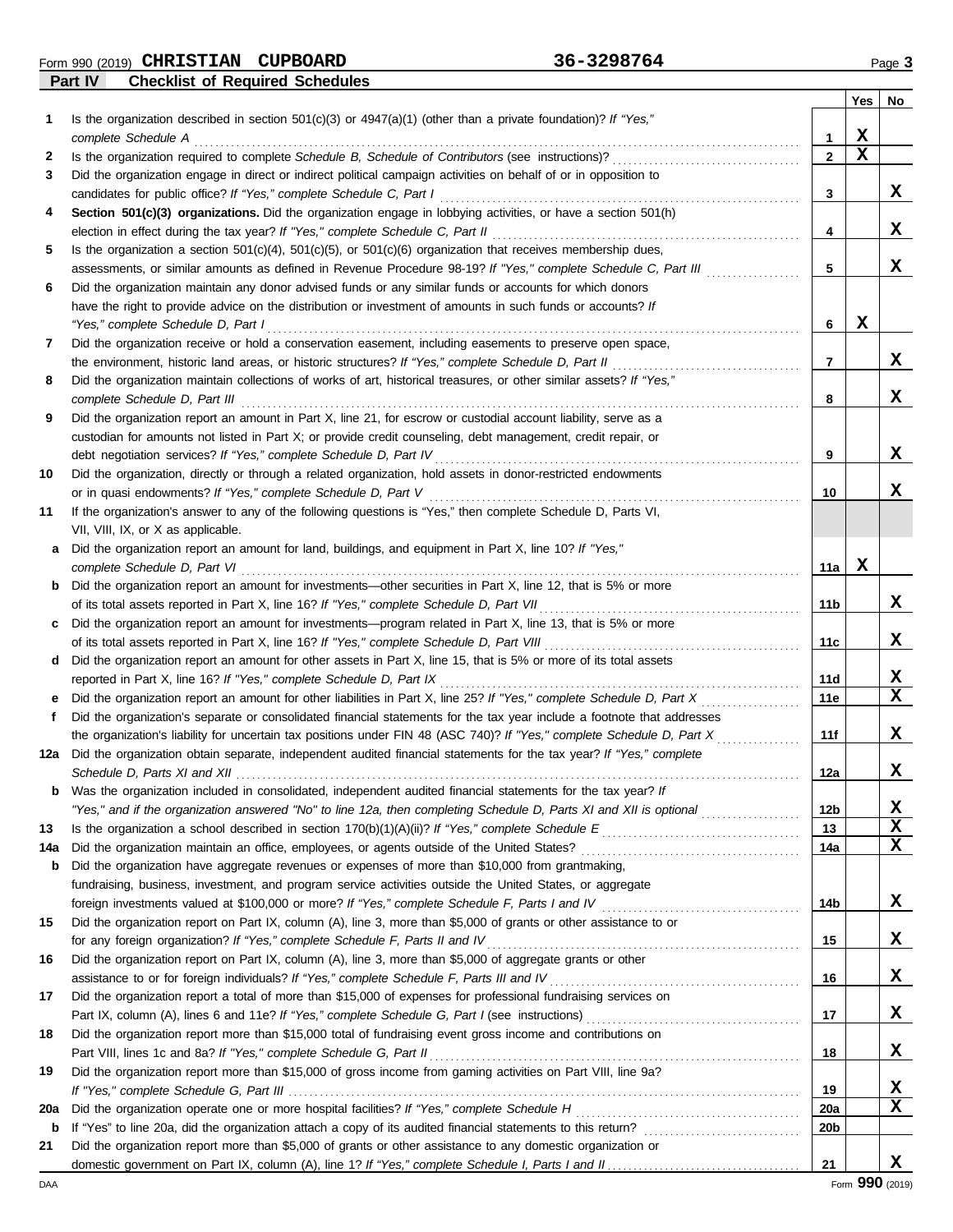Form 990 (2019) **CHRISTIAN CUPBOARD** **36-3298764** Page **3**

## Part IV — Checklist of Required Schedules

| | | | Yes | No |
|---|---|---|---|---|
| **1** | Is the organization described in section 501(c)(3) or 4947(a)(1) (other than a private foundation)? *If "Yes," complete Schedule A* | 1 | X | |
| **2** | Is the organization required to complete *Schedule B, Schedule of Contributors* (see instructions)? | 2 | X | |
| **3** | Did the organization engage in direct or indirect political campaign activities on behalf of or in opposition to candidates for public office? *If "Yes," complete Schedule C, Part I* | 3 | | X |
| **4** | **Section 501(c)(3) organizations.** Did the organization engage in lobbying activities, or have a section 501(h) election in effect during the tax year? *If "Yes," complete Schedule C, Part II* | 4 | | X |
| **5** | Is the organization a section 501(c)(4), 501(c)(5), or 501(c)(6) organization that receives membership dues, assessments, or similar amounts as defined in Revenue Procedure 98-19? *If "Yes," complete Schedule C, Part III* | 5 | | X |
| **6** | Did the organization maintain any donor advised funds or any similar funds or accounts for which donors have the right to provide advice on the distribution or investment of amounts in such funds or accounts? *If "Yes," complete Schedule D, Part I* | 6 | X | |
| **7** | Did the organization receive or hold a conservation easement, including easements to preserve open space, the environment, historic land areas, or historic structures? *If "Yes," complete Schedule D, Part II* | 7 | | X |
| **8** | Did the organization maintain collections of works of art, historical treasures, or other similar assets? *If "Yes," complete Schedule D, Part III* | 8 | | X |
| **9** | Did the organization report an amount in Part X, line 21, for escrow or custodial account liability, serve as a custodian for amounts not listed in Part X; or provide credit counseling, debt management, credit repair, or debt negotiation services? *If "Yes," complete Schedule D, Part IV* | 9 | | X |
| **10** | Did the organization, directly or through a related organization, hold assets in donor-restricted endowments or in quasi endowments? *If "Yes," complete Schedule D, Part V* | 10 | | X |
| **11** | If the organization's answer to any of the following questions is "Yes," then complete Schedule D, Parts VI, VII, VIII, IX, or X as applicable. | | | |
| **a** | Did the organization report an amount for land, buildings, and equipment in Part X, line 10? *If "Yes," complete Schedule D, Part VI* | 11a | X | |
| **b** | Did the organization report an amount for investments—other securities in Part X, line 12, that is 5% or more of its total assets reported in Part X, line 16? *If "Yes," complete Schedule D, Part VII* | 11b | | X |
| **c** | Did the organization report an amount for investments—program related in Part X, line 13, that is 5% or more of its total assets reported in Part X, line 16? *If "Yes," complete Schedule D, Part VIII* | 11c | | X |
| **d** | Did the organization report an amount for other assets in Part X, line 15, that is 5% or more of its total assets reported in Part X, line 16? *If "Yes," complete Schedule D, Part IX* | 11d | | X |
| **e** | Did the organization report an amount for other liabilities in Part X, line 25? *If "Yes," complete Schedule D, Part X* | 11e | | X |
| **f** | Did the organization's separate or consolidated financial statements for the tax year include a footnote that addresses the organization's liability for uncertain tax positions under FIN 48 (ASC 740)? *If "Yes," complete Schedule D, Part X* | 11f | | X |
| **12a** | Did the organization obtain separate, independent audited financial statements for the tax year? *If "Yes," complete Schedule D, Parts XI and XII* | 12a | | X |
| **b** | Was the organization included in consolidated, independent audited financial statements for the tax year? *If "Yes," and if the organization answered "No" to line 12a, then completing Schedule D, Parts XI and XII is optional* | 12b | | X |
| **13** | Is the organization a school described in section 170(b)(1)(A)(ii)? *If "Yes," complete Schedule E* | 13 | | X |
| **14a** | Did the organization maintain an office, employees, or agents outside of the United States? | 14a | | X |
| **b** | Did the organization have aggregate revenues or expenses of more than $10,000 from grantmaking, fundraising, business, investment, and program service activities outside the United States, or aggregate foreign investments valued at $100,000 or more? *If "Yes," complete Schedule F, Parts I and IV* | 14b | | X |
| **15** | Did the organization report on Part IX, column (A), line 3, more than $5,000 of grants or other assistance to or for any foreign organization? *If "Yes," complete Schedule F, Parts II and IV* | 15 | | X |
| **16** | Did the organization report on Part IX, column (A), line 3, more than $5,000 of aggregate grants or other assistance to or for foreign individuals? *If "Yes," complete Schedule F, Parts III and IV* | 16 | | X |
| **17** | Did the organization report a total of more than $15,000 of expenses for professional fundraising services on Part IX, column (A), lines 6 and 11e? *If "Yes," complete Schedule G, Part I* (see instructions) | 17 | | X |
| **18** | Did the organization report more than $15,000 total of fundraising event gross income and contributions on Part VIII, lines 1c and 8a? *If "Yes," complete Schedule G, Part II* | 18 | | X |
| **19** | Did the organization report more than $15,000 of gross income from gaming activities on Part VIII, line 9a? *If "Yes," complete Schedule G, Part III* | 19 | | X |
| **20a** | Did the organization operate one or more hospital facilities? *If "Yes," complete Schedule H* | 20a | | X |
| **b** | If "Yes" to line 20a, did the organization attach a copy of its audited financial statements to this return? | 20b | | |
| **21** | Did the organization report more than $5,000 of grants or other assistance to any domestic organization or domestic government on Part IX, column (A), line 1? *If "Yes," complete Schedule I, Parts I and II* | 21 | | X |

DAA Form **990** (2019)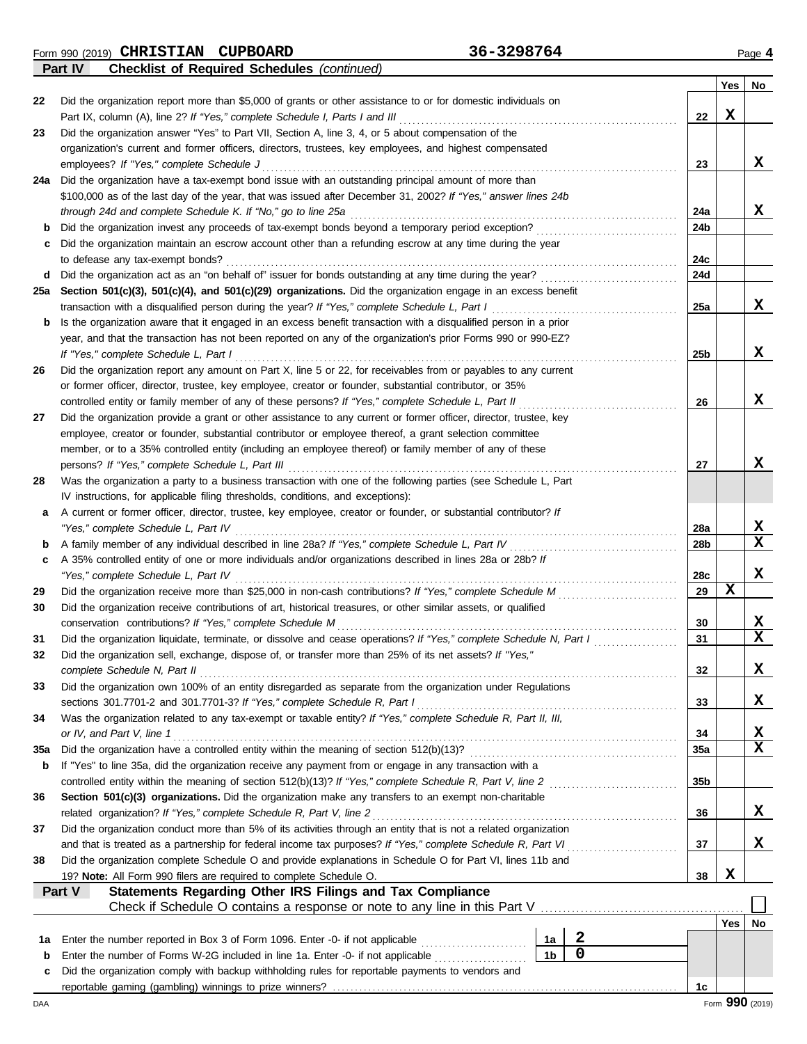Form 990 (2019) **CHRISTIAN CUPBOARD** **36-3298764** Page **4**

**Part IV Checklist of Required Schedules** *(continued)*

| | | | Yes | No |
|---|---|---|---|---|
| 22 | Did the organization report more than $5,000 of grants or other assistance to or for domestic individuals on Part IX, column (A), line 2? *If "Yes," complete Schedule I, Parts I and III* | 22 | X | |
| 23 | Did the organization answer "Yes" to Part VII, Section A, line 3, 4, or 5 about compensation of the organization's current and former officers, directors, trustees, key employees, and highest compensated employees? *If "Yes," complete Schedule J* | 23 | | X |
| 24a | Did the organization have a tax-exempt bond issue with an outstanding principal amount of more than $100,000 as of the last day of the year, that was issued after December 31, 2002? *If "Yes," answer lines 24b through 24d and complete Schedule K. If "No," go to line 25a* | 24a | | X |
| b | Did the organization invest any proceeds of tax-exempt bonds beyond a temporary period exception? | 24b | | |
| c | Did the organization maintain an escrow account other than a refunding escrow at any time during the year to defease any tax-exempt bonds? | 24c | | |
| d | Did the organization act as an "on behalf of" issuer for bonds outstanding at any time during the year? | 24d | | |
| 25a | **Section 501(c)(3), 501(c)(4), and 501(c)(29) organizations.** Did the organization engage in an excess benefit transaction with a disqualified person during the year? *If "Yes," complete Schedule L, Part I* | 25a | | X |
| b | Is the organization aware that it engaged in an excess benefit transaction with a disqualified person in a prior year, and that the transaction has not been reported on any of the organization's prior Forms 990 or 990-EZ? *If "Yes," complete Schedule L, Part I* | 25b | | X |
| 26 | Did the organization report any amount on Part X, line 5 or 22, for receivables from or payables to any current or former officer, director, trustee, key employee, creator or founder, substantial contributor, or 35% controlled entity or family member of any of these persons? *If "Yes," complete Schedule L, Part II* | 26 | | X |
| 27 | Did the organization provide a grant or other assistance to any current or former officer, director, trustee, key employee, creator or founder, substantial contributor or employee thereof, a grant selection committee member, or to a 35% controlled entity (including an employee thereof) or family member of any of these persons? *If "Yes," complete Schedule L, Part III* | 27 | | X |
| 28 | Was the organization a party to a business transaction with one of the following parties (see Schedule L, Part IV instructions, for applicable filing thresholds, conditions, and exceptions): | | | |
| a | A current or former officer, director, trustee, key employee, creator or founder, or substantial contributor? *If "Yes," complete Schedule L, Part IV* | 28a | | X |
| b | A family member of any individual described in line 28a? *If "Yes," complete Schedule L, Part IV* | 28b | | X |
| c | A 35% controlled entity of one or more individuals and/or organizations described in lines 28a or 28b? *If "Yes," complete Schedule L, Part IV* | 28c | | X |
| 29 | Did the organization receive more than $25,000 in non-cash contributions? *If "Yes," complete Schedule M* | 29 | X | |
| 30 | Did the organization receive contributions of art, historical treasures, or other similar assets, or qualified conservation contributions? *If "Yes," complete Schedule M* | 30 | | X |
| 31 | Did the organization liquidate, terminate, or dissolve and cease operations? *If "Yes," complete Schedule N, Part I* | 31 | | X |
| 32 | Did the organization sell, exchange, dispose of, or transfer more than 25% of its net assets? *If "Yes," complete Schedule N, Part II* | 32 | | X |
| 33 | Did the organization own 100% of an entity disregarded as separate from the organization under Regulations sections 301.7701-2 and 301.7701-3? *If "Yes," complete Schedule R, Part I* | 33 | | X |
| 34 | Was the organization related to any tax-exempt or taxable entity? *If "Yes," complete Schedule R, Part II, III, or IV, and Part V, line 1* | 34 | | X |
| 35a | Did the organization have a controlled entity within the meaning of section 512(b)(13)? | 35a | | X |
| b | If "Yes" to line 35a, did the organization receive any payment from or engage in any transaction with a controlled entity within the meaning of section 512(b)(13)? *If "Yes," complete Schedule R, Part V, line 2* | 35b | | |
| 36 | **Section 501(c)(3) organizations.** Did the organization make any transfers to an exempt non-charitable related organization? *If "Yes," complete Schedule R, Part V, line 2* | 36 | | X |
| 37 | Did the organization conduct more than 5% of its activities through an entity that is not a related organization and that is treated as a partnership for federal income tax purposes? *If "Yes," complete Schedule R, Part VI* | 37 | | X |
| 38 | Did the organization complete Schedule O and provide explanations in Schedule O for Part VI, lines 11b and 19? **Note:** All Form 990 filers are required to complete Schedule O. | 38 | X | |

**Part V Statements Regarding Other IRS Filings and Tax Compliance**

Check if Schedule O contains a response or note to any line in this Part V ☐

| | | | | | Yes | No |
|---|---|---|---|---|---|---|
| 1a | Enter the number reported in Box 3 of Form 1096. Enter -0- if not applicable | 1a | 2 | | | |
| b | Enter the number of Forms W-2G included in line 1a. Enter -0- if not applicable | 1b | 0 | | | |
| c | Did the organization comply with backup withholding rules for reportable payments to vendors and reportable gaming (gambling) winnings to prize winners? | | | 1c | | |

DAA Form **990** (2019)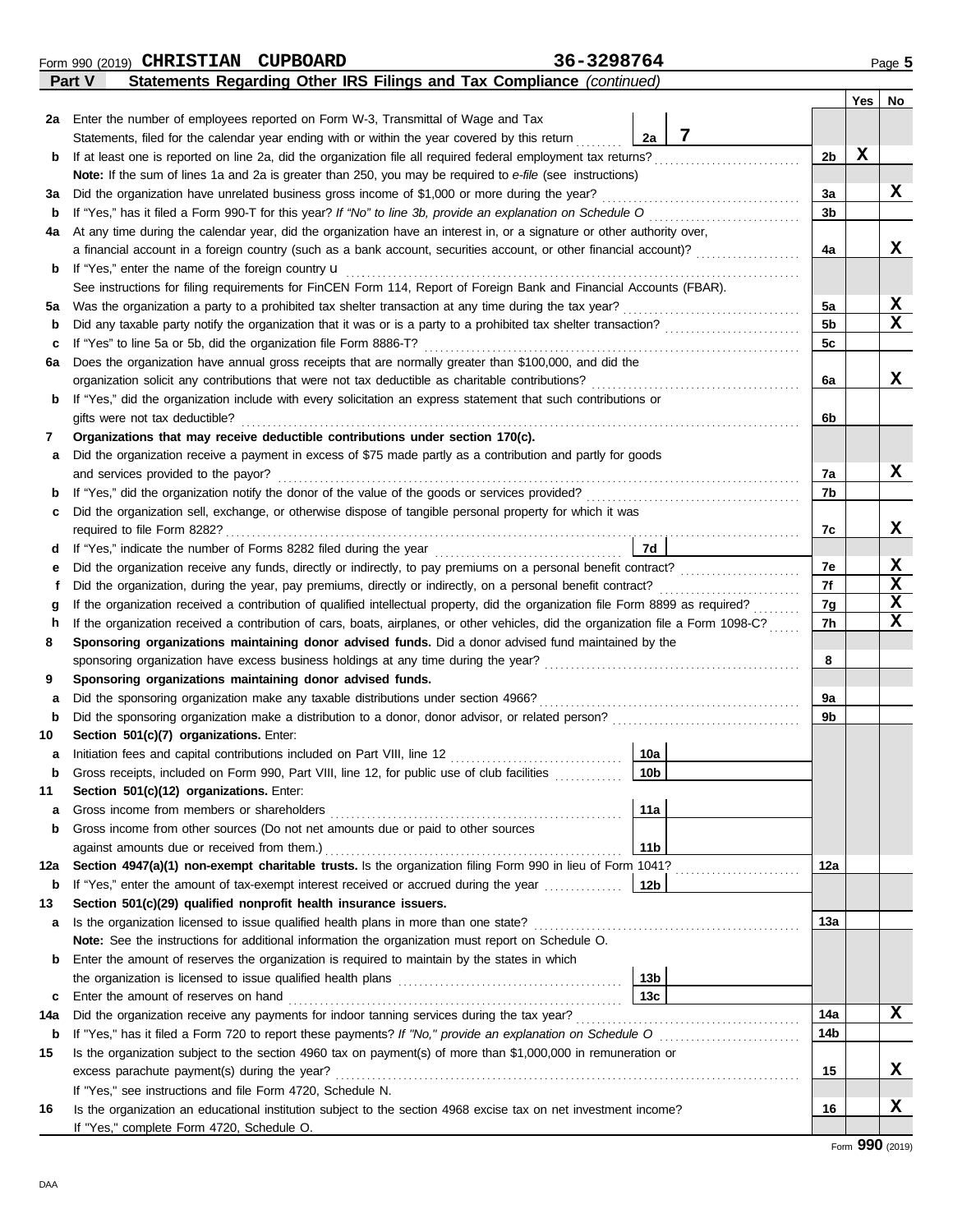Form 990 (2019) **CHRISTIAN CUPBOARD** **36-3298764** Page **5**

**Part V** **Statements Regarding Other IRS Filings and Tax Compliance** *(continued)*

| | | | | | Yes | No |
|---|---|---|---|---|---|---|
| **2a** | Enter the number of employees reported on Form W-3, Transmittal of Wage and Tax Statements, filed for the calendar year ending with or within the year covered by this return | 2a | 7 | | | |
| **b** | If at least one is reported on line 2a, did the organization file all required federal employment tax returns? | | | 2b | X | |
| | **Note:** If the sum of lines 1a and 2a is greater than 250, you may be required to *e-file* (see instructions) | | | | | |
| **3a** | Did the organization have unrelated business gross income of $1,000 or more during the year? | | | 3a | | X |
| **b** | If "Yes," has it filed a Form 990-T for this year? *If "No" to line 3b, provide an explanation on Schedule O* | | | 3b | | |
| **4a** | At any time during the calendar year, did the organization have an interest in, or a signature or other authority over, a financial account in a foreign country (such as a bank account, securities account, or other financial account)? | | | 4a | | X |
| **b** | If "Yes," enter the name of the foreign country u | | | | | |
| | See instructions for filing requirements for FinCEN Form 114, Report of Foreign Bank and Financial Accounts (FBAR). | | | | | |
| **5a** | Was the organization a party to a prohibited tax shelter transaction at any time during the tax year? | | | 5a | | X |
| **b** | Did any taxable party notify the organization that it was or is a party to a prohibited tax shelter transaction? | | | 5b | | X |
| **c** | If "Yes" to line 5a or 5b, did the organization file Form 8886-T? | | | 5c | | |
| **6a** | Does the organization have annual gross receipts that are normally greater than $100,000, and did the organization solicit any contributions that were not tax deductible as charitable contributions? | | | 6a | | X |
| **b** | If "Yes," did the organization include with every solicitation an express statement that such contributions or gifts were not tax deductible? | | | 6b | | |
| **7** | **Organizations that may receive deductible contributions under section 170(c).** | | | | | |
| **a** | Did the organization receive a payment in excess of $75 made partly as a contribution and partly for goods and services provided to the payor? | | | 7a | | X |
| **b** | If "Yes," did the organization notify the donor of the value of the goods or services provided? | | | 7b | | |
| **c** | Did the organization sell, exchange, or otherwise dispose of tangible personal property for which it was required to file Form 8282? | | | 7c | | X |
| **d** | If "Yes," indicate the number of Forms 8282 filed during the year | 7d | | | | |
| **e** | Did the organization receive any funds, directly or indirectly, to pay premiums on a personal benefit contract? | | | 7e | | X |
| **f** | Did the organization, during the year, pay premiums, directly or indirectly, on a personal benefit contract? | | | 7f | | X |
| **g** | If the organization received a contribution of qualified intellectual property, did the organization file Form 8899 as required? | | | 7g | | X |
| **h** | If the organization received a contribution of cars, boats, airplanes, or other vehicles, did the organization file a Form 1098-C? | | | 7h | | X |
| **8** | **Sponsoring organizations maintaining donor advised funds.** Did a donor advised fund maintained by the sponsoring organization have excess business holdings at any time during the year? | | | 8 | | |
| **9** | **Sponsoring organizations maintaining donor advised funds.** | | | | | |
| **a** | Did the sponsoring organization make any taxable distributions under section 4966? | | | 9a | | |
| **b** | Did the sponsoring organization make a distribution to a donor, donor advisor, or related person? | | | 9b | | |
| **10** | **Section 501(c)(7) organizations.** Enter: | | | | | |
| **a** | Initiation fees and capital contributions included on Part VIII, line 12 | 10a | | | | |
| **b** | Gross receipts, included on Form 990, Part VIII, line 12, for public use of club facilities | 10b | | | | |
| **11** | **Section 501(c)(12) organizations.** Enter: | | | | | |
| **a** | Gross income from members or shareholders | 11a | | | | |
| **b** | Gross income from other sources (Do not net amounts due or paid to other sources against amounts due or received from them.) | 11b | | | | |
| **12a** | **Section 4947(a)(1) non-exempt charitable trusts.** Is the organization filing Form 990 in lieu of Form 1041? | | | 12a | | |
| **b** | If "Yes," enter the amount of tax-exempt interest received or accrued during the year | 12b | | | | |
| **13** | **Section 501(c)(29) qualified nonprofit health insurance issuers.** | | | | | |
| **a** | Is the organization licensed to issue qualified health plans in more than one state? | | | 13a | | |
| | **Note:** See the instructions for additional information the organization must report on Schedule O. | | | | | |
| **b** | Enter the amount of reserves the organization is required to maintain by the states in which the organization is licensed to issue qualified health plans | 13b | | | | |
| **c** | Enter the amount of reserves on hand | 13c | | | | |
| **14a** | Did the organization receive any payments for indoor tanning services during the tax year? | | | 14a | | X |
| **b** | If "Yes," has it filed a Form 720 to report these payments? *If "No," provide an explanation on Schedule O* | | | 14b | | |
| **15** | Is the organization subject to the section 4960 tax on payment(s) of more than $1,000,000 in remuneration or excess parachute payment(s) during the year? | | | 15 | | X |
| | If "Yes," see instructions and file Form 4720, Schedule N. | | | | | |
| **16** | Is the organization an educational institution subject to the section 4968 excise tax on net investment income? | | | 16 | | X |
| | If "Yes," complete Form 4720, Schedule O. | | | | | |

Form **990** (2019)

DAA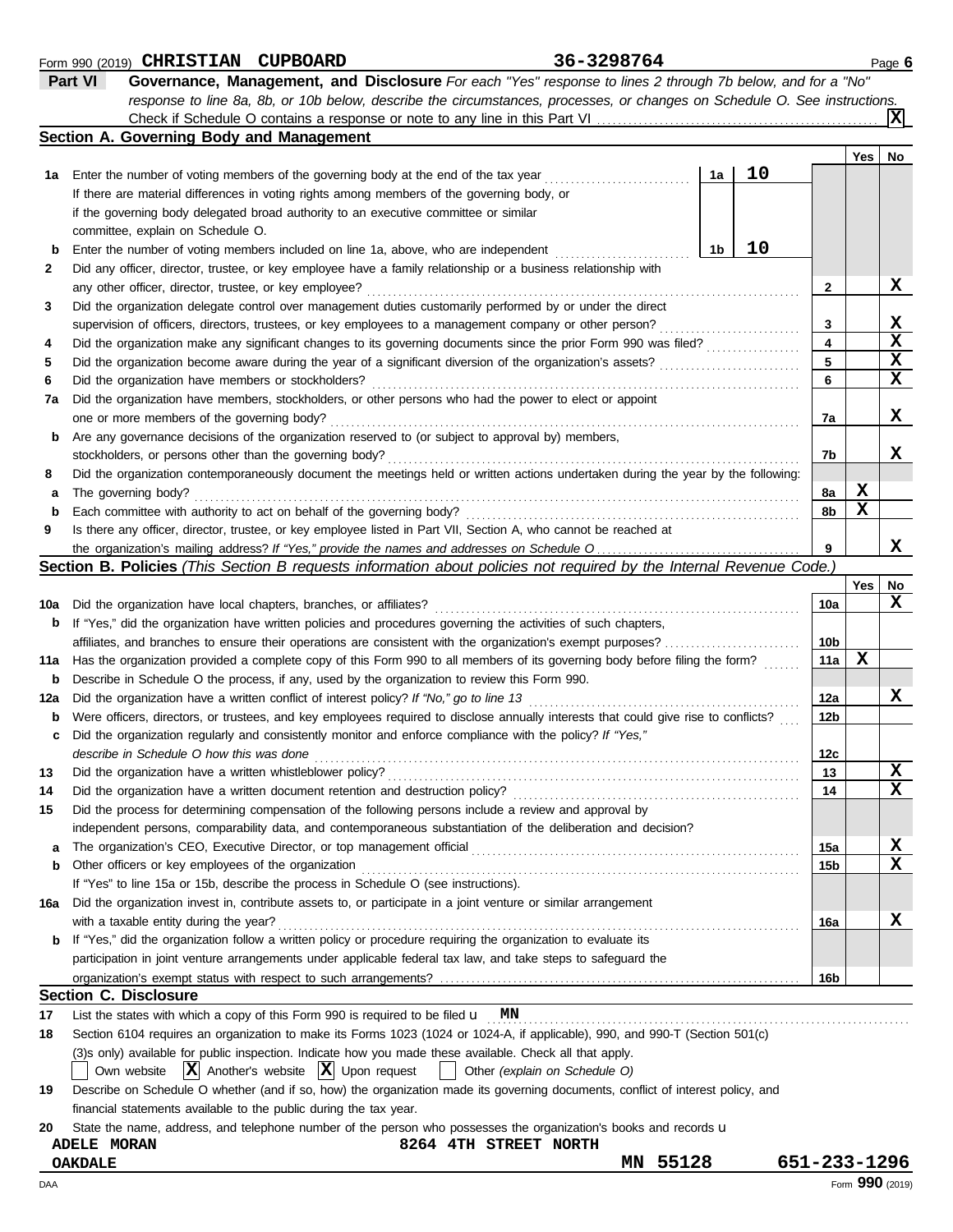Form 990 (2019) **CHRISTIAN CUPBOARD** **36-3298764** Page **6**

## Part VI Governance, Management, and Disclosure

*For each "Yes" response to lines 2 through 7b below, and for a "No" response to line 8a, 8b, or 10b below, describe the circumstances, processes, or changes on Schedule O. See instructions.*

Check if Schedule O contains a response or note to any line in this Part VI .......... **[X]**

### Section A. Governing Body and Management

| | | | | Yes | No |
|---|---|---|---|---|---|
| **1a** | Enter the number of voting members of the governing body at the end of the tax year ..... **1a** **10**<br>If there are material differences in voting rights among members of the governing body, or if the governing body delegated broad authority to an executive committee or similar committee, explain on Schedule O. | | | | |
| **b** | Enter the number of voting members included on line 1a, above, who are independent ..... **1b** **10** | | | | |
| **2** | Did any officer, director, trustee, or key employee have a family relationship or a business relationship with any other officer, director, trustee, or key employee? | | 2 | | X |
| **3** | Did the organization delegate control over management duties customarily performed by or under the direct supervision of officers, directors, trustees, or key employees to a management company or other person? | | 3 | | X |
| **4** | Did the organization make any significant changes to its governing documents since the prior Form 990 was filed? | | 4 | | X |
| **5** | Did the organization become aware during the year of a significant diversion of the organization's assets? | | 5 | | X |
| **6** | Did the organization have members or stockholders? | | 6 | | X |
| **7a** | Did the organization have members, stockholders, or other persons who had the power to elect or appoint one or more members of the governing body? | | 7a | | X |
| **b** | Are any governance decisions of the organization reserved to (or subject to approval by) members, stockholders, or persons other than the governing body? | | 7b | | X |
| **8** | Did the organization contemporaneously document the meetings held or written actions undertaken during the year by the following: | | | | |
| **a** | The governing body? | | 8a | X | |
| **b** | Each committee with authority to act on behalf of the governing body? | | 8b | X | |
| **9** | Is there any officer, director, trustee, or key employee listed in Part VII, Section A, who cannot be reached at the organization's mailing address? *If "Yes," provide the names and addresses on Schedule O* | | 9 | | X |

### Section B. Policies *(This Section B requests information about policies not required by the Internal Revenue Code.)*

| | | | Yes | No |
|---|---|---|---|---|
| **10a** | Did the organization have local chapters, branches, or affiliates? | 10a | | X |
| **b** | If "Yes," did the organization have written policies and procedures governing the activities of such chapters, affiliates, and branches to ensure their operations are consistent with the organization's exempt purposes? | 10b | | |
| **11a** | Has the organization provided a complete copy of this Form 990 to all members of its governing body before filing the form? | 11a | X | |
| **b** | Describe in Schedule O the process, if any, used by the organization to review this Form 990. | | | |
| **12a** | Did the organization have a written conflict of interest policy? *If "No," go to line 13* | 12a | | X |
| **b** | Were officers, directors, or trustees, and key employees required to disclose annually interests that could give rise to conflicts? | 12b | | |
| **c** | Did the organization regularly and consistently monitor and enforce compliance with the policy? *If "Yes," describe in Schedule O how this was done* | 12c | | |
| **13** | Did the organization have a written whistleblower policy? | 13 | | X |
| **14** | Did the organization have a written document retention and destruction policy? | 14 | | X |
| **15** | Did the process for determining compensation of the following persons include a review and approval by independent persons, comparability data, and contemporaneous substantiation of the deliberation and decision? | | | |
| **a** | The organization's CEO, Executive Director, or top management official | 15a | | X |
| **b** | Other officers or key employees of the organization | 15b | | X |
| | If "Yes" to line 15a or 15b, describe the process in Schedule O (see instructions). | | | |
| **16a** | Did the organization invest in, contribute assets to, or participate in a joint venture or similar arrangement with a taxable entity during the year? | 16a | | X |
| **b** | If "Yes," did the organization follow a written policy or procedure requiring the organization to evaluate its participation in joint venture arrangements under applicable federal tax law, and take steps to safeguard the organization's exempt status with respect to such arrangements? | 16b | | |

### Section C. Disclosure

**17** List the states with which a copy of this Form 990 is required to be filed u **MN**

**18** Section 6104 requires an organization to make its Forms 1023 (1024 or 1024-A, if applicable), 990, and 990-T (Section 501(c)(3)s only) available for public inspection. Indicate how you made these available. Check all that apply.

[ ] Own website [X] Another's website [X] Upon request [ ] Other *(explain on Schedule O)*

**19** Describe on Schedule O whether (and if so, how) the organization made its governing documents, conflict of interest policy, and financial statements available to the public during the tax year.

**20** State the name, address, and telephone number of the person who possesses the organization's books and records u

**ADELE MORAN** **8264 4TH STREET NORTH**
**OAKDALE** **MN 55128** **651-233-1296**

DAA Form **990** (2019)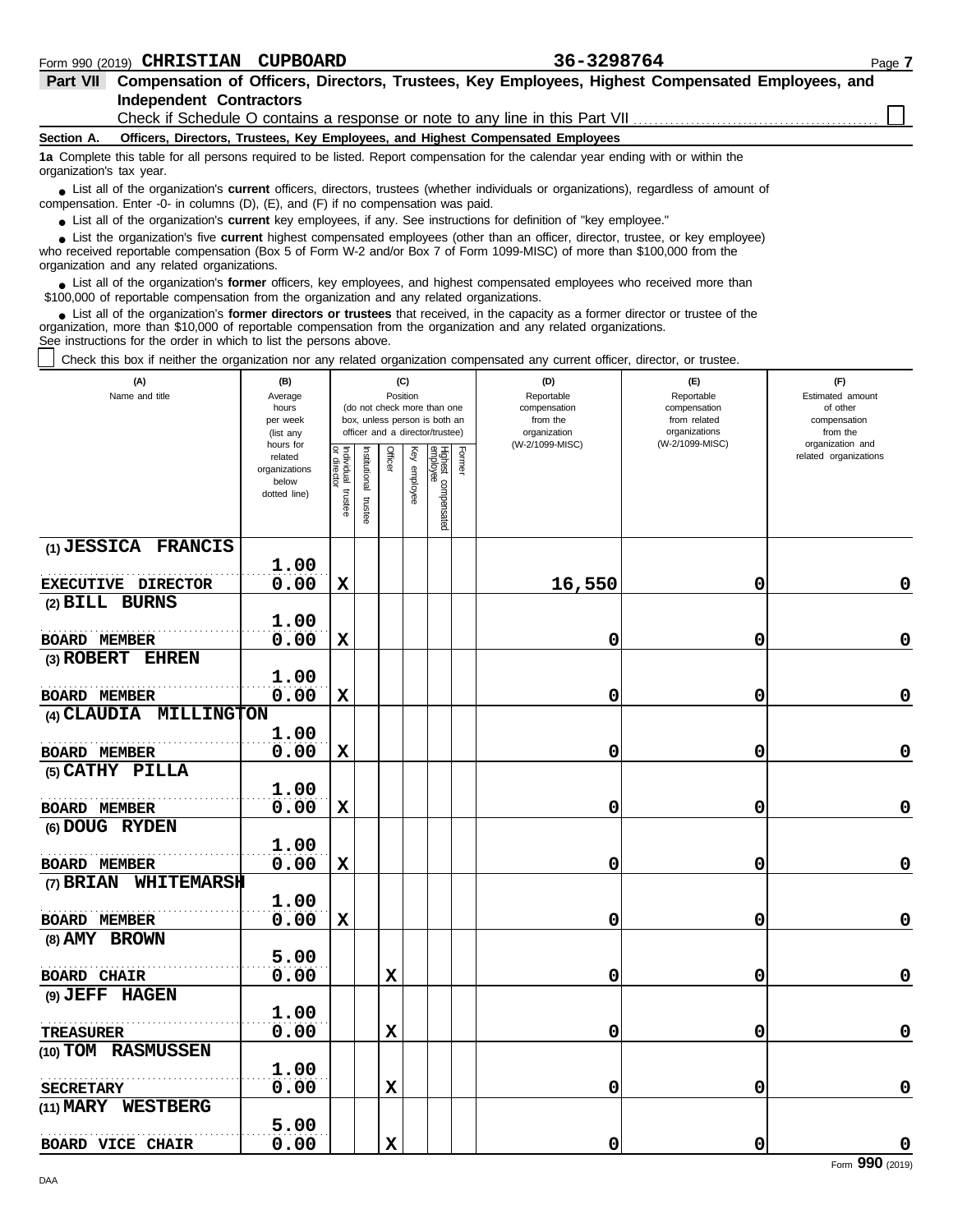Form 990 (2019) **CHRISTIAN CUPBOARD** **36-3298764**

## Part VII Compensation of Officers, Directors, Trustees, Key Employees, Highest Compensated Employees, and Independent Contractors

Check if Schedule O contains a response or note to any line in this Part VII ☐

### Section A. Officers, Directors, Trustees, Key Employees, and Highest Compensated Employees

**1a** Complete this table for all persons required to be listed. Report compensation for the calendar year ending with or within the organization's tax year.

- List all of the organization's **current** officers, directors, trustees (whether individuals or organizations), regardless of amount of compensation. Enter -0- in columns (D), (E), and (F) if no compensation was paid.
- List all of the organization's **current** key employees, if any. See instructions for definition of "key employee."
- List the organization's five **current** highest compensated employees (other than an officer, director, trustee, or key employee) who received reportable compensation (Box 5 of Form W-2 and/or Box 7 of Form 1099-MISC) of more than $100,000 from the organization and any related organizations.
- List all of the organization's **former** officers, key employees, and highest compensated employees who received more than $100,000 of reportable compensation from the organization and any related organizations.
- List all of the organization's **former directors or trustees** that received, in the capacity as a former director or trustee of the organization, more than $10,000 of reportable compensation from the organization and any related organizations.

See instructions for the order in which to list the persons above.

☐ Check this box if neither the organization nor any related organization compensated any current officer, director, or trustee.

| (A) Name and title | (B) Average hours per week (list any hours for related organizations below dotted line) | (C) Position: Individual trustee or director | Institutional trustee | Officer | Key employee | Highest compensated employee | Former | (D) Reportable compensation from the organization (W-2/1099-MISC) | (E) Reportable compensation from related organizations (W-2/1099-MISC) | (F) Estimated amount of other compensation from the organization and related organizations |
|---|---|---|---|---|---|---|---|---|---|---|
| (1) JESSICA FRANCIS<br>EXECUTIVE DIRECTOR | 1.00<br>0.00 | X | | | | | | 16,550 | 0 | 0 |
| (2) BILL BURNS<br>BOARD MEMBER | 1.00<br>0.00 | X | | | | | | 0 | 0 | 0 |
| (3) ROBERT EHREN<br>BOARD MEMBER | 1.00<br>0.00 | X | | | | | | 0 | 0 | 0 |
| (4) CLAUDIA MILLINGTON<br>BOARD MEMBER | 1.00<br>0.00 | X | | | | | | 0 | 0 | 0 |
| (5) CATHY PILLA<br>BOARD MEMBER | 1.00<br>0.00 | X | | | | | | 0 | 0 | 0 |
| (6) DOUG RYDEN<br>BOARD MEMBER | 1.00<br>0.00 | X | | | | | | 0 | 0 | 0 |
| (7) BRIAN WHITEMARSH<br>BOARD MEMBER | 1.00<br>0.00 | X | | | | | | 0 | 0 | 0 |
| (8) AMY BROWN<br>BOARD CHAIR | 5.00<br>0.00 | | | X | | | | 0 | 0 | 0 |
| (9) JEFF HAGEN<br>TREASURER | 1.00<br>0.00 | | | X | | | | 0 | 0 | 0 |
| (10) TOM RASMUSSEN<br>SECRETARY | 1.00<br>0.00 | | | X | | | | 0 | 0 | 0 |
| (11) MARY WESTBERG<br>BOARD VICE CHAIR | 5.00<br>0.00 | | | X | | | | 0 | 0 | 0 |

Form **990** (2019)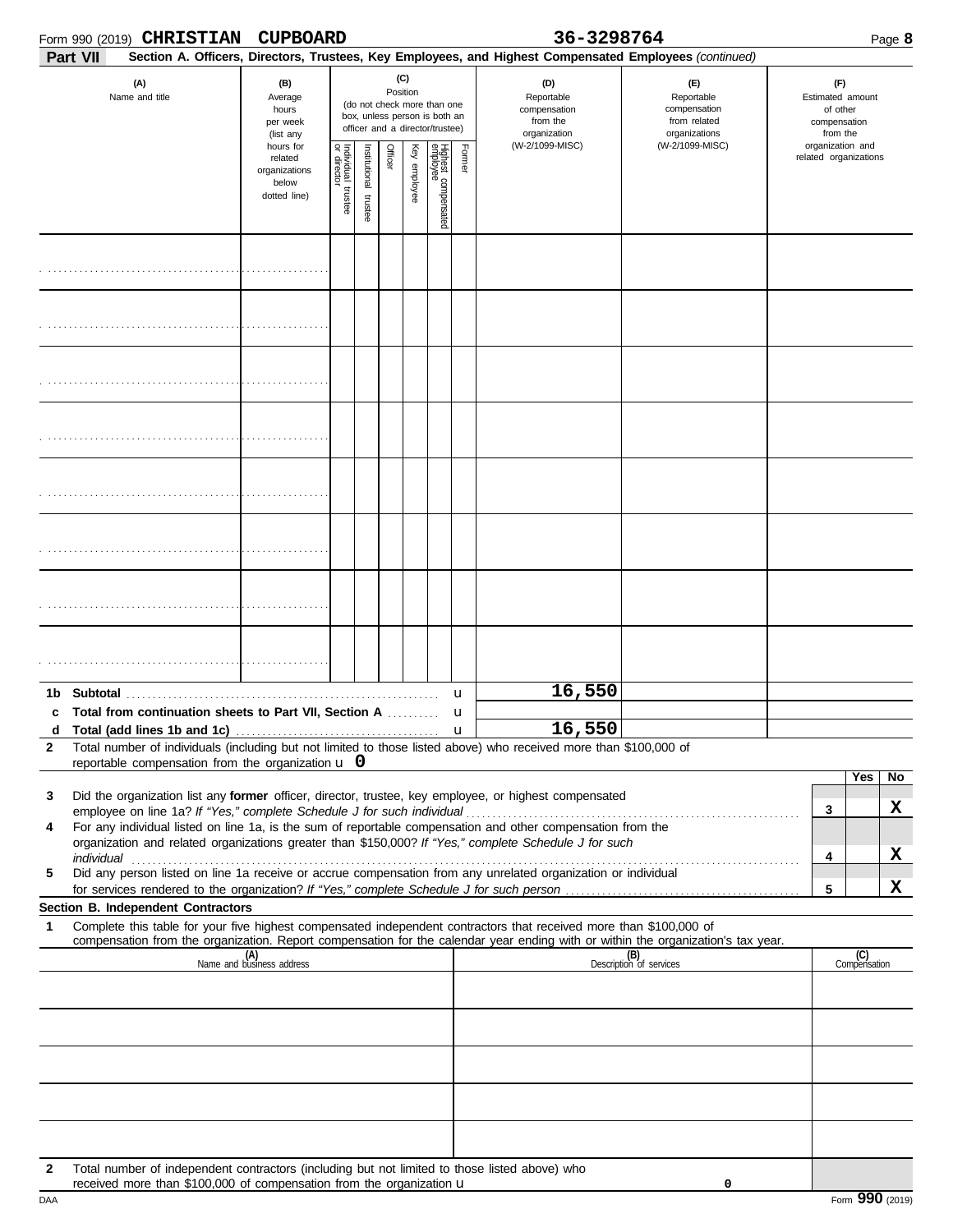Form 990 (2019) **CHRISTIAN CUPBOARD** **36-3298764**

## Part VII Section A. Officers, Directors, Trustees, Key Employees, and Highest Compensated Employees *(continued)*

| (A) Name and title | (B) Average hours per week (list any hours for related organizations below dotted line) | (C) Position (do not check more than one box, unless person is both an officer and a director/trustee): Individual trustee or director | Institutional trustee | Officer | Key employee | Highest compensated employee | Former | (D) Reportable compensation from the organization (W-2/1099-MISC) | (E) Reportable compensation from related organizations (W-2/1099-MISC) | (F) Estimated amount of other compensation from the organization and related organizations |
|---|---|---|---|---|---|---|---|---|---|---|
| | | | | | | | | | | |
| | | | | | | | | | | |
| | | | | | | | | | | |
| | | | | | | | | | | |
| | | | | | | | | | | |
| | | | | | | | | | | |
| | | | | | | | | | | |
| | | | | | | | | | | |

| | | (D) | (E) | (F) |
|---|---|---|---|---|
| **1b** | **Subtotal** | 16,550 | | |
| **c** | **Total from continuation sheets to Part VII, Section A** | | | |
| **d** | **Total (add lines 1b and 1c)** | 16,550 | | |

**2** Total number of individuals (including but not limited to those listed above) who received more than $100,000 of reportable compensation from the organization u **0**

| | | | Yes | No |
|---|---|---|---|---|
| **3** | Did the organization list any **former** officer, director, trustee, key employee, or highest compensated employee on line 1a? *If "Yes," complete Schedule J for such individual* | 3 | | X |
| **4** | For any individual listed on line 1a, is the sum of reportable compensation and other compensation from the organization and related organizations greater than $150,000? *If "Yes," complete Schedule J for such individual* | 4 | | X |
| **5** | Did any person listed on line 1a receive or accrue compensation from any unrelated organization or individual for services rendered to the organization? *If "Yes," complete Schedule J for such person* | 5 | | X |

### Section B. Independent Contractors

**1** Complete this table for your five highest compensated independent contractors that received more than $100,000 of compensation from the organization. Report compensation for the calendar year ending with or within the organization's tax year.

| (A) Name and business address | (B) Description of services | (C) Compensation |
|---|---|---|
| | | |
| | | |
| | | |
| | | |
| | | |

**2** Total number of independent contractors (including but not limited to those listed above) who received more than $100,000 of compensation from the organization u **0**

DAA Form **990** (2019)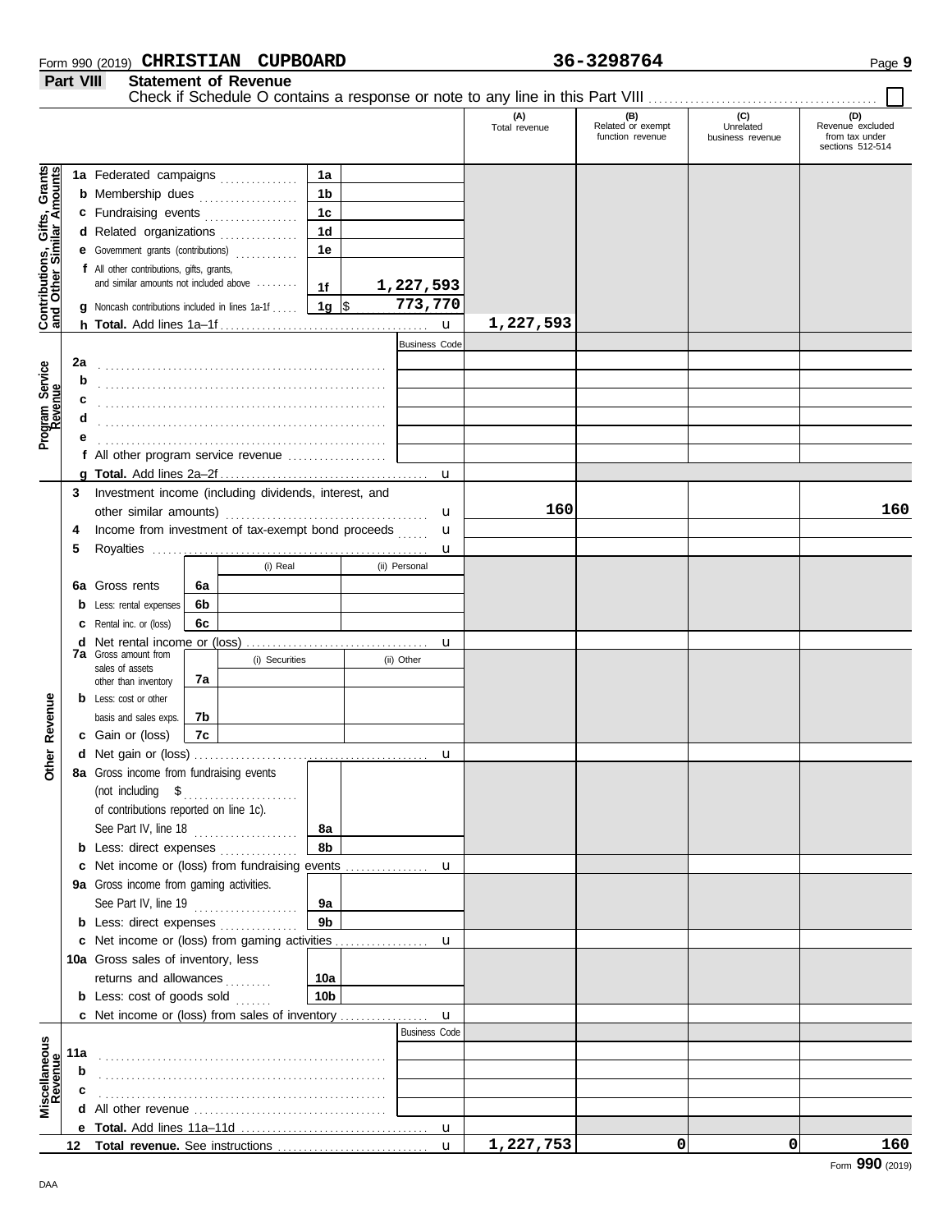Form 990 (2019) **CHRISTIAN CUPBOARD** **36-3298764**

## Part VIII Statement of Revenue

Check if Schedule O contains a response or note to any line in this Part VIII . . . . . . . . . . . . . . . . . . . . . . . . . . . . . . ☐

| | | | (A) Total revenue | (B) Related or exempt function revenue | (C) Unrelated business revenue | (D) Revenue excluded from tax under sections 512-514 |
|---|---|---|---|---|---|---|
| **Contributions, Gifts, Grants and Other Similar Amounts** | 1a Federated campaigns | 1a | | | | |
| | b Membership dues | 1b | | | | |
| | c Fundraising events | 1c | | | | |
| | d Related organizations | 1d | | | | |
| | e Government grants (contributions) | 1e | | | | |
| | f All other contributions, gifts, grants, and similar amounts not included above | 1f 1,227,593 | | | | |
| | g Noncash contributions included in lines 1a-1f | 1g $ 773,770 | | | | |
| | h **Total.** Add lines 1a–1f | | 1,227,593 | | | |
| **Program Service Revenue** | | Business Code | | | | |
| | 2a | | | | | |
| | b | | | | | |
| | c | | | | | |
| | d | | | | | |
| | e | | | | | |
| | f All other program service revenue | | | | | |
| | g **Total.** Add lines 2a–2f | | | | | |
| **Other Revenue** | 3 Investment income (including dividends, interest, and other similar amounts) | | 160 | | | 160 |
| | 4 Income from investment of tax-exempt bond proceeds | | | | | |
| | 5 Royalties | | | | | |
| | | (i) Real / (ii) Personal | | | | |
| | 6a Gross rents | 6a | | | | |
| | b Less: rental expenses | 6b | | | | |
| | c Rental inc. or (loss) | 6c | | | | |
| | d Net rental income or (loss) | | | | | |
| | | (i) Securities / (ii) Other | | | | |
| | 7a Gross amount from sales of assets other than inventory | 7a | | | | |
| | b Less: cost or other basis and sales exps. | 7b | | | | |
| | c Gain or (loss) | 7c | | | | |
| | d Net gain or (loss) | | | | | |
| | 8a Gross income from fundraising events (not including $ ............ of contributions reported on line 1c). See Part IV, line 18 | 8a | | | | |
| | b Less: direct expenses | 8b | | | | |
| | c Net income or (loss) from fundraising events | | | | | |
| | 9a Gross income from gaming activities. See Part IV, line 19 | 9a | | | | |
| | b Less: direct expenses | 9b | | | | |
| | c Net income or (loss) from gaming activities | | | | | |
| | 10a Gross sales of inventory, less returns and allowances | 10a | | | | |
| | b Less: cost of goods sold | 10b | | | | |
| | c Net income or (loss) from sales of inventory | | | | | |
| **Miscellaneous Revenue** | | Business Code | | | | |
| | 11a | | | | | |
| | b | | | | | |
| | c | | | | | |
| | d All other revenue | | | | | |
| | e **Total.** Add lines 11a–11d | | | | | |
| | 12 **Total revenue.** See instructions | | 1,227,753 | 0 | 0 | 160 |

Form **990** (2019)

DAA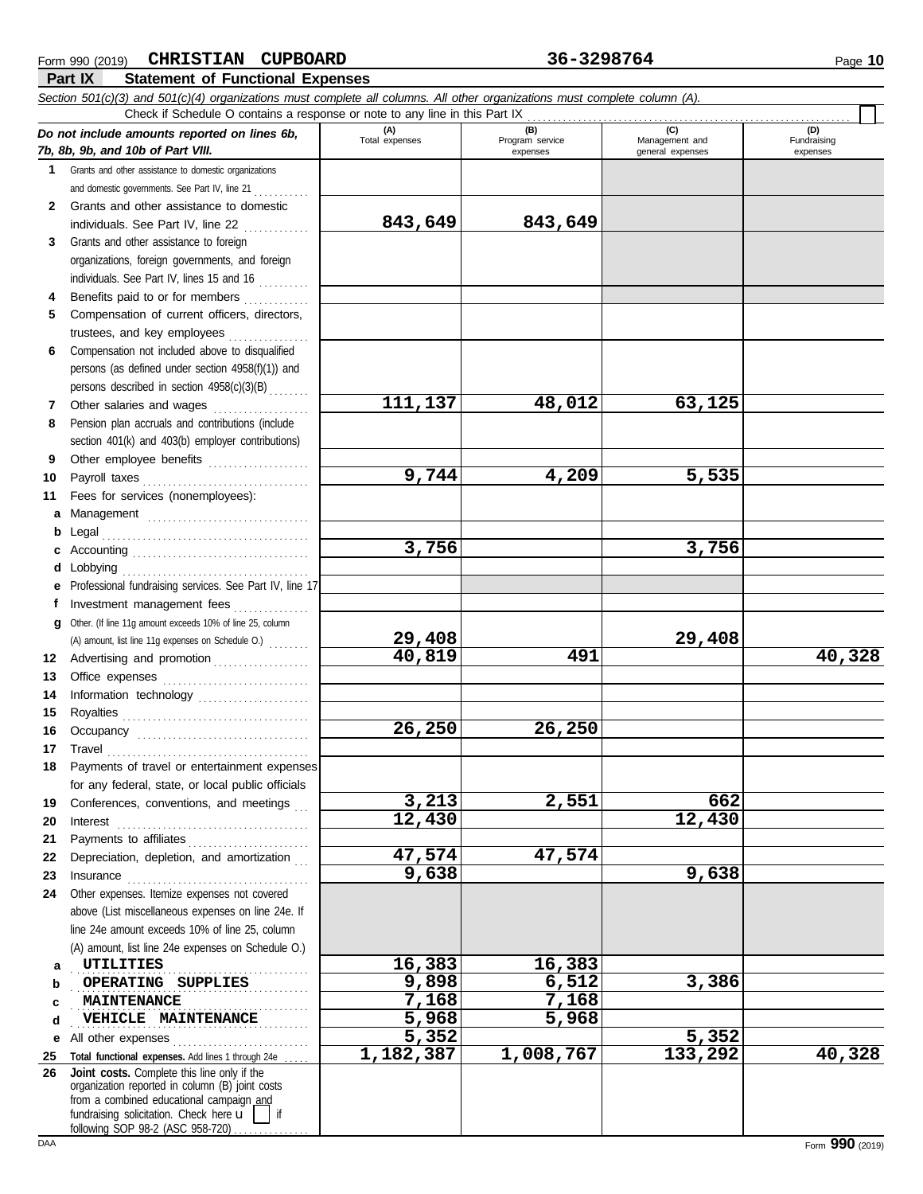Form 990 (2019) **CHRISTIAN CUPBOARD** **36-3298764**

## Part IX Statement of Functional Expenses

*Section 501(c)(3) and 501(c)(4) organizations must complete all columns. All other organizations must complete column (A).*

Check if Schedule O contains a response or note to any line in this Part IX ☐

| *Do not include amounts reported on lines 6b, 7b, 8b, 9b, and 10b of Part VIII.* | (A) Total expenses | (B) Program service expenses | (C) Management and general expenses | (D) Fundraising expenses |
|---|---|---|---|---|
| **1** Grants and other assistance to domestic organizations and domestic governments. See Part IV, line 21 | | | | |
| **2** Grants and other assistance to domestic individuals. See Part IV, line 22 | **843,649** | **843,649** | | |
| **3** Grants and other assistance to foreign organizations, foreign governments, and foreign individuals. See Part IV, lines 15 and 16 | | | | |
| **4** Benefits paid to or for members | | | | |
| **5** Compensation of current officers, directors, trustees, and key employees | | | | |
| **6** Compensation not included above to disqualified persons (as defined under section 4958(f)(1)) and persons described in section 4958(c)(3)(B) | | | | |
| **7** Other salaries and wages | **111,137** | **48,012** | **63,125** | |
| **8** Pension plan accruals and contributions (include section 401(k) and 403(b) employer contributions) | | | | |
| **9** Other employee benefits | | | | |
| **10** Payroll taxes | **9,744** | **4,209** | **5,535** | |
| **11** Fees for services (nonemployees): | | | | |
| **a** Management | | | | |
| **b** Legal | | | | |
| **c** Accounting | **3,756** | | **3,756** | |
| **d** Lobbying | | | | |
| **e** Professional fundraising services. See Part IV, line 17 | | | | |
| **f** Investment management fees | | | | |
| **g** Other. (If line 11g amount exceeds 10% of line 25, column (A) amount, list line 11g expenses on Schedule O.) | **29,408** | | **29,408** | |
| **12** Advertising and promotion | **40,819** | **491** | | **40,328** |
| **13** Office expenses | | | | |
| **14** Information technology | | | | |
| **15** Royalties | | | | |
| **16** Occupancy | **26,250** | **26,250** | | |
| **17** Travel | | | | |
| **18** Payments of travel or entertainment expenses for any federal, state, or local public officials | | | | |
| **19** Conferences, conventions, and meetings | **3,213** | **2,551** | **662** | |
| **20** Interest | **12,430** | | **12,430** | |
| **21** Payments to affiliates | | | | |
| **22** Depreciation, depletion, and amortization | **47,574** | **47,574** | | |
| **23** Insurance | **9,638** | | **9,638** | |
| **24** Other expenses. Itemize expenses not covered above (List miscellaneous expenses on line 24e. If line 24e amount exceeds 10% of line 25, column (A) amount, list line 24e expenses on Schedule O.) | | | | |
| **a** UTILITIES | **16,383** | **16,383** | | |
| **b** OPERATING SUPPLIES | **9,898** | **6,512** | **3,386** | |
| **c** MAINTENANCE | **7,168** | **7,168** | | |
| **d** VEHICLE MAINTENANCE | **5,968** | **5,968** | | |
| **e** All other expenses | **5,352** | | **5,352** | |
| **25 Total functional expenses.** Add lines 1 through 24e | **1,182,387** | **1,008,767** | **133,292** | **40,328** |
| **26 Joint costs.** Complete this line only if the organization reported in column (B) joint costs from a combined educational campaign and fundraising solicitation. Check here ☐ if following SOP 98-2 (ASC 958-720) | | | | |

DAA Form **990** (2019)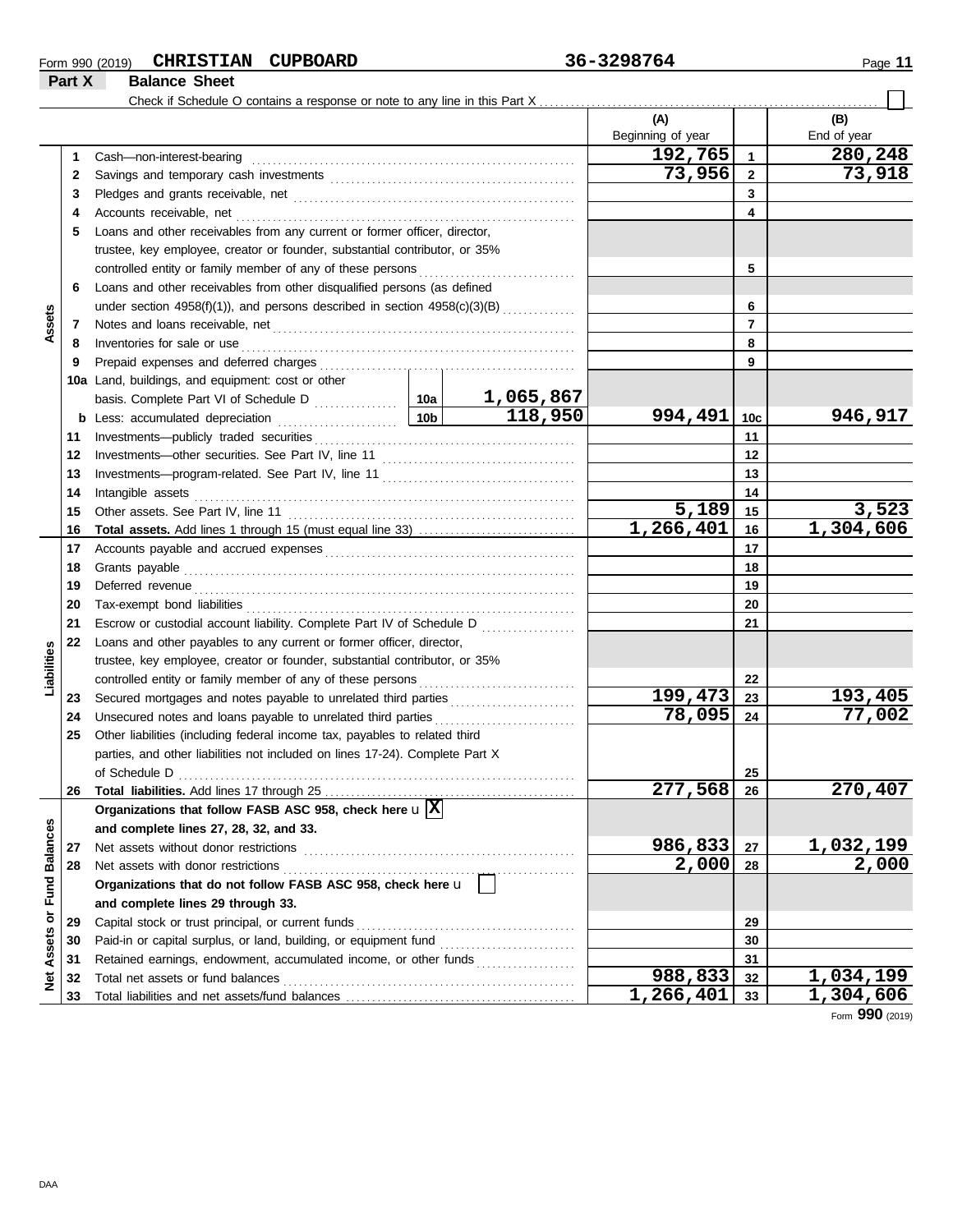Form 990 (2019) **CHRISTIAN CUPBOARD** **36-3298764** Page **11**

## Part X Balance Sheet

Check if Schedule O contains a response or note to any line in this Part X ☐

| Section | Line | Description | | | (A) Beginning of year | | (B) End of year |
|---|---|---|---|---|---|---|---|
| Assets | 1 | Cash—non-interest-bearing | | | 192,765 | 1 | 280,248 |
| | 2 | Savings and temporary cash investments | | | 73,956 | 2 | 73,918 |
| | 3 | Pledges and grants receivable, net | | | | 3 | |
| | 4 | Accounts receivable, net | | | | 4 | |
| | 5 | Loans and other receivables from any current or former officer, director, trustee, key employee, creator or founder, substantial contributor, or 35% controlled entity or family member of any of these persons | | | | 5 | |
| | 6 | Loans and other receivables from other disqualified persons (as defined under section 4958(f)(1)), and persons described in section 4958(c)(3)(B) | | | | 6 | |
| | 7 | Notes and loans receivable, net | | | | 7 | |
| | 8 | Inventories for sale or use | | | | 8 | |
| | 9 | Prepaid expenses and deferred charges | | | | 9 | |
| | 10a | Land, buildings, and equipment: cost or other basis. Complete Part VI of Schedule D | 10a | 1,065,867 | | | |
| | b | Less: accumulated depreciation | 10b | 118,950 | 994,491 | 10c | 946,917 |
| | 11 | Investments—publicly traded securities | | | | 11 | |
| | 12 | Investments—other securities. See Part IV, line 11 | | | | 12 | |
| | 13 | Investments—program-related. See Part IV, line 11 | | | | 13 | |
| | 14 | Intangible assets | | | | 14 | |
| | 15 | Other assets. See Part IV, line 11 | | | 5,189 | 15 | 3,523 |
| | 16 | **Total assets.** Add lines 1 through 15 (must equal line 33) | | | 1,266,401 | 16 | 1,304,606 |
| Liabilities | 17 | Accounts payable and accrued expenses | | | | 17 | |
| | 18 | Grants payable | | | | 18 | |
| | 19 | Deferred revenue | | | | 19 | |
| | 20 | Tax-exempt bond liabilities | | | | 20 | |
| | 21 | Escrow or custodial account liability. Complete Part IV of Schedule D | | | | 21 | |
| | 22 | Loans and other payables to any current or former officer, director, trustee, key employee, creator or founder, substantial contributor, or 35% controlled entity or family member of any of these persons | | | | 22 | |
| | 23 | Secured mortgages and notes payable to unrelated third parties | | | 199,473 | 23 | 193,405 |
| | 24 | Unsecured notes and loans payable to unrelated third parties | | | 78,095 | 24 | 77,002 |
| | 25 | Other liabilities (including federal income tax, payables to related third parties, and other liabilities not included on lines 17-24). Complete Part X of Schedule D | | | | 25 | |
| | 26 | **Total liabilities.** Add lines 17 through 25 | | | 277,568 | 26 | 270,407 |
| Net Assets or Fund Balances | | **Organizations that follow FASB ASC 958, check here** u [X] **and complete lines 27, 28, 32, and 33.** | | | | | |
| | 27 | Net assets without donor restrictions | | | 986,833 | 27 | 1,032,199 |
| | 28 | Net assets with donor restrictions | | | 2,000 | 28 | 2,000 |
| | | **Organizations that do not follow FASB ASC 958, check here** u [ ] **and complete lines 29 through 33.** | | | | | |
| | 29 | Capital stock or trust principal, or current funds | | | | 29 | |
| | 30 | Paid-in or capital surplus, or land, building, or equipment fund | | | | 30 | |
| | 31 | Retained earnings, endowment, accumulated income, or other funds | | | | 31 | |
| | 32 | Total net assets or fund balances | | | 988,833 | 32 | 1,034,199 |
| | 33 | Total liabilities and net assets/fund balances | | | 1,266,401 | 33 | 1,304,606 |

Form **990** (2019)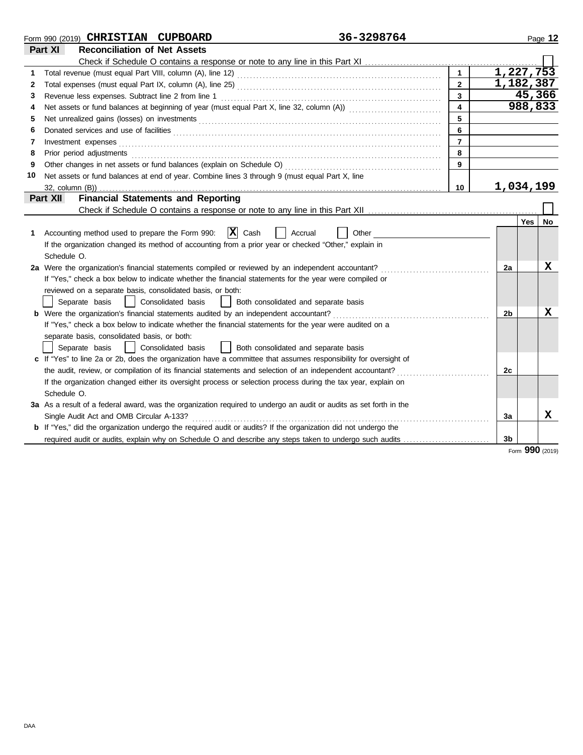Form 990 (2019) **CHRISTIAN CUPBOARD** **36-3298764** Page **12**

## Part XI Reconciliation of Net Assets

Check if Schedule O contains a response or note to any line in this Part XI ☐

| | | | |
|---|---|---|---|
| 1 | Total revenue (must equal Part VIII, column (A), line 12) | 1 | 1,227,753 |
| 2 | Total expenses (must equal Part IX, column (A), line 25) | 2 | 1,182,387 |
| 3 | Revenue less expenses. Subtract line 2 from line 1 | 3 | 45,366 |
| 4 | Net assets or fund balances at beginning of year (must equal Part X, line 32, column (A)) | 4 | 988,833 |
| 5 | Net unrealized gains (losses) on investments | 5 | |
| 6 | Donated services and use of facilities | 6 | |
| 7 | Investment expenses | 7 | |
| 8 | Prior period adjustments | 8 | |
| 9 | Other changes in net assets or fund balances (explain on Schedule O) | 9 | |
| 10 | Net assets or fund balances at end of year. Combine lines 3 through 9 (must equal Part X, line 32, column (B)) | 10 | 1,034,199 |

## Part XII Financial Statements and Reporting

Check if Schedule O contains a response or note to any line in this Part XII ☐

| | | | Yes | No |
|---|---|---|---|---|
| 1 | Accounting method used to prepare the Form 990: ☒ Cash ☐ Accrual ☐ Other<br>If the organization changed its method of accounting from a prior year or checked "Other," explain in Schedule O. | | | |
| 2a | Were the organization's financial statements compiled or reviewed by an independent accountant?<br>If "Yes," check a box below to indicate whether the financial statements for the year were compiled or reviewed on a separate basis, consolidated basis, or both:<br>☐ Separate basis ☐ Consolidated basis ☐ Both consolidated and separate basis | 2a | | X |
| b | Were the organization's financial statements audited by an independent accountant?<br>If "Yes," check a box below to indicate whether the financial statements for the year were audited on a separate basis, consolidated basis, or both:<br>☐ Separate basis ☐ Consolidated basis ☐ Both consolidated and separate basis | 2b | | X |
| c | If "Yes" to line 2a or 2b, does the organization have a committee that assumes responsibility for oversight of the audit, review, or compilation of its financial statements and selection of an independent accountant?<br>If the organization changed either its oversight process or selection process during the tax year, explain on Schedule O. | 2c | | |
| 3a | As a result of a federal award, was the organization required to undergo an audit or audits as set forth in the Single Audit Act and OMB Circular A-133? | 3a | | X |
| b | If "Yes," did the organization undergo the required audit or audits? If the organization did not undergo the required audit or audits, explain why on Schedule O and describe any steps taken to undergo such audits | 3b | | |

Form **990** (2019)

DAA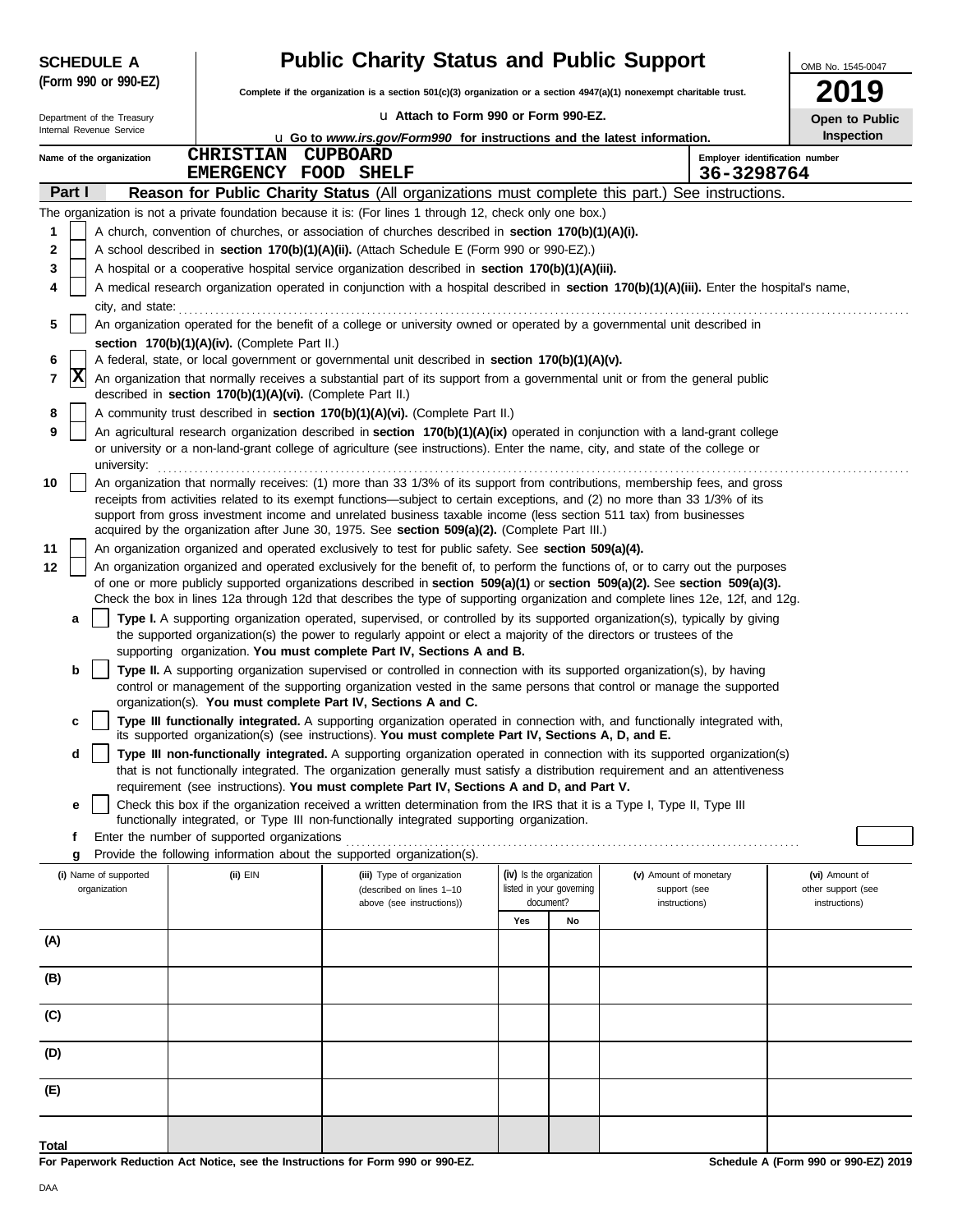**SCHEDULE A (Form 990 or 990-EZ)**

Department of the Treasury
Internal Revenue Service

# Public Charity Status and Public Support

**Complete if the organization is a section 501(c)(3) organization or a section 4947(a)(1) nonexempt charitable trust.**

u **Attach to Form 990 or Form 990-EZ.**

u **Go to *www.irs.gov/Form990* for instructions and the latest information.**

OMB No. 1545-0047

**2019**

**Open to Public Inspection**

Name of the organization: CHRISTIAN CUPBOARD EMERGENCY FOOD SHELF

Employer identification number: 36-3298764

## Part I Reason for Public Charity Status (All organizations must complete this part.) See instructions.

The organization is not a private foundation because it is: (For lines 1 through 12, check only one box.)

1. [ ] A church, convention of churches, or association of churches described in **section 170(b)(1)(A)(i).**
2. [ ] A school described in **section 170(b)(1)(A)(ii).** (Attach Schedule E (Form 990 or 990-EZ).)
3. [ ] A hospital or a cooperative hospital service organization described in **section 170(b)(1)(A)(iii).**
4. [ ] A medical research organization operated in conjunction with a hospital described in **section 170(b)(1)(A)(iii).** Enter the hospital's name, city, and state:
5. [ ] An organization operated for the benefit of a college or university owned or operated by a governmental unit described in **section 170(b)(1)(A)(iv).** (Complete Part II.)
6. [ ] A federal, state, or local government or governmental unit described in **section 170(b)(1)(A)(v).**
7. [X] An organization that normally receives a substantial part of its support from a governmental unit or from the general public described in **section 170(b)(1)(A)(vi).** (Complete Part II.)
8. [ ] A community trust described in **section 170(b)(1)(A)(vi).** (Complete Part II.)
9. [ ] An agricultural research organization described in **section 170(b)(1)(A)(ix)** operated in conjunction with a land-grant college or university or a non-land-grant college of agriculture (see instructions). Enter the name, city, and state of the college or university:
10. [ ] An organization that normally receives: (1) more than 33 1/3% of its support from contributions, membership fees, and gross receipts from activities related to its exempt functions—subject to certain exceptions, and (2) no more than 33 1/3% of its support from gross investment income and unrelated business taxable income (less section 511 tax) from businesses acquired by the organization after June 30, 1975. See **section 509(a)(2).** (Complete Part III.)
11. [ ] An organization organized and operated exclusively to test for public safety. See **section 509(a)(4).**
12. [ ] An organization organized and operated exclusively for the benefit of, to perform the functions of, or to carry out the purposes of one or more publicly supported organizations described in **section 509(a)(1)** or **section 509(a)(2).** See **section 509(a)(3).** Check the box in lines 12a through 12d that describes the type of supporting organization and complete lines 12e, 12f, and 12g.
   - **a** [ ] **Type I.** A supporting organization operated, supervised, or controlled by its supported organization(s), typically by giving the supported organization(s) the power to regularly appoint or elect a majority of the directors or trustees of the supporting organization. **You must complete Part IV, Sections A and B.**
   - **b** [ ] **Type II.** A supporting organization supervised or controlled in connection with its supported organization(s), by having control or management of the supporting organization vested in the same persons that control or manage the supported organization(s). **You must complete Part IV, Sections A and C.**
   - **c** [ ] **Type III functionally integrated.** A supporting organization operated in connection with, and functionally integrated with, its supported organization(s) (see instructions). **You must complete Part IV, Sections A, D, and E.**
   - **d** [ ] **Type III non-functionally integrated.** A supporting organization operated in connection with its supported organization(s) that is not functionally integrated. The organization generally must satisfy a distribution requirement and an attentiveness requirement (see instructions). **You must complete Part IV, Sections A and D, and Part V.**
   - **e** [ ] Check this box if the organization received a written determination from the IRS that it is a Type I, Type II, Type III functionally integrated, or Type III non-functionally integrated supporting organization.
   - **f** Enter the number of supported organizations
   - **g** Provide the following information about the supported organization(s).

| (i) Name of supported organization | (ii) EIN | (iii) Type of organization (described on lines 1–10 above (see instructions)) | (iv) Is the organization listed in your governing document? | | (v) Amount of monetary support (see instructions) | (vi) Amount of other support (see instructions) |
|---|---|---|---|---|---|---|
| | | | Yes | No | | |
| (A) | | | | | | |
| (B) | | | | | | |
| (C) | | | | | | |
| (D) | | | | | | |
| (E) | | | | | | |
| **Total** | | | | | | |

**For Paperwork Reduction Act Notice, see the Instructions for Form 990 or 990-EZ.**

**Schedule A (Form 990 or 990-EZ) 2019**

DAA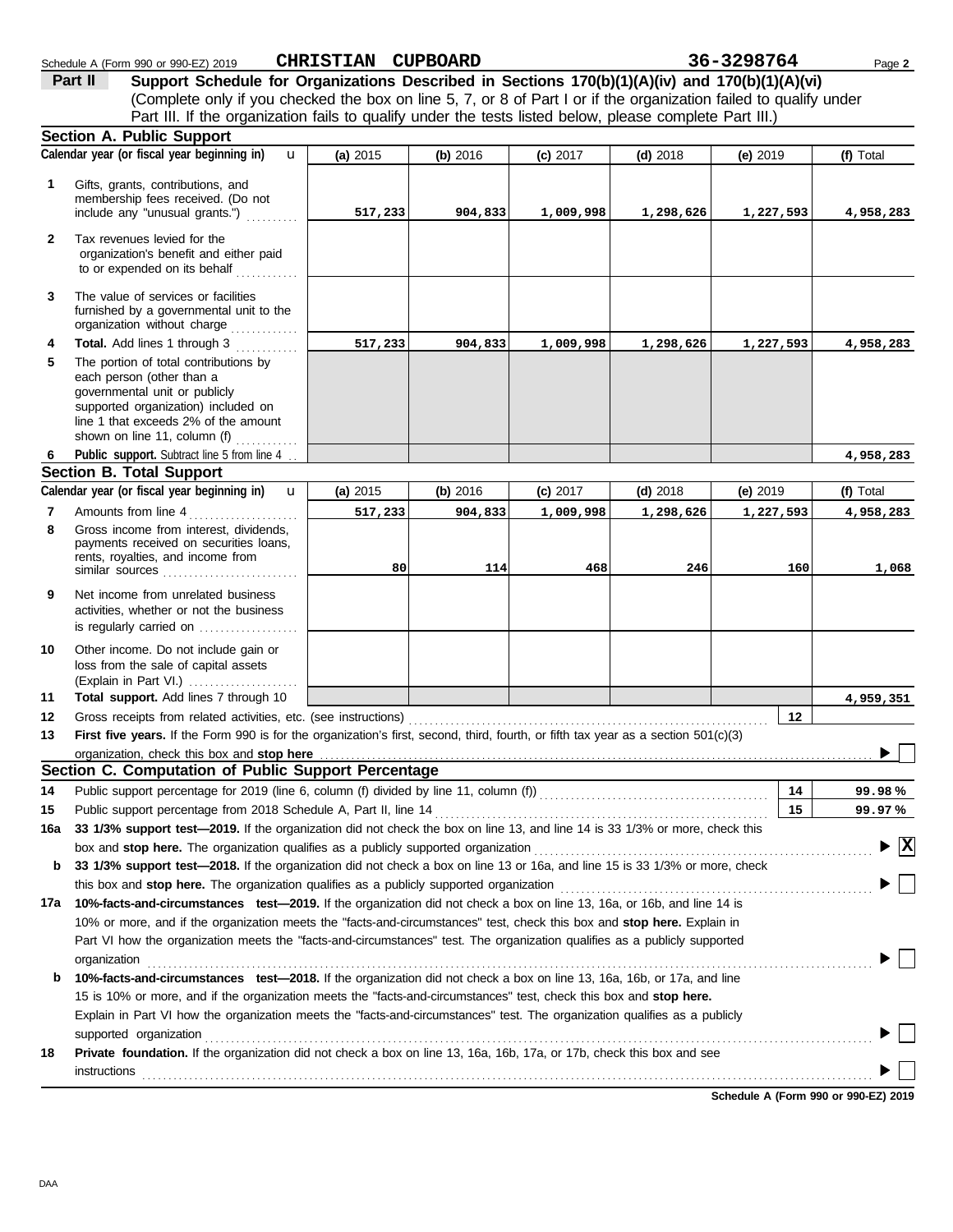Schedule A (Form 990 or 990-EZ) 2019 **CHRISTIAN CUPBOARD** **36-3298764** Page **2**

## Part II Support Schedule for Organizations Described in Sections 170(b)(1)(A)(iv) and 170(b)(1)(A)(vi)

(Complete only if you checked the box on line 5, 7, or 8 of Part I or if the organization failed to qualify under Part III. If the organization fails to qualify under the tests listed below, please complete Part III.)

### Section A. Public Support

| | Calendar year (or fiscal year beginning in) | (a) 2015 | (b) 2016 | (c) 2017 | (d) 2018 | (e) 2019 | (f) Total |
|---|---|---|---|---|---|---|---|
| 1 | Gifts, grants, contributions, and membership fees received. (Do not include any "unusual grants.") | 517,233 | 904,833 | 1,009,998 | 1,298,626 | 1,227,593 | 4,958,283 |
| 2 | Tax revenues levied for the organization's benefit and either paid to or expended on its behalf | | | | | | |
| 3 | The value of services or facilities furnished by a governmental unit to the organization without charge | | | | | | |
| 4 | **Total.** Add lines 1 through 3 | 517,233 | 904,833 | 1,009,998 | 1,298,626 | 1,227,593 | 4,958,283 |
| 5 | The portion of total contributions by each person (other than a governmental unit or publicly supported organization) included on line 1 that exceeds 2% of the amount shown on line 11, column (f) | | | | | | |
| 6 | **Public support.** Subtract line 5 from line 4 | | | | | | 4,958,283 |

### Section B. Total Support

| | Calendar year (or fiscal year beginning in) | (a) 2015 | (b) 2016 | (c) 2017 | (d) 2018 | (e) 2019 | (f) Total |
|---|---|---|---|---|---|---|---|
| 7 | Amounts from line 4 | 517,233 | 904,833 | 1,009,998 | 1,298,626 | 1,227,593 | 4,958,283 |
| 8 | Gross income from interest, dividends, payments received on securities loans, rents, royalties, and income from similar sources | 80 | 114 | 468 | 246 | 160 | 1,068 |
| 9 | Net income from unrelated business activities, whether or not the business is regularly carried on | | | | | | |
| 10 | Other income. Do not include gain or loss from the sale of capital assets (Explain in Part VI.) | | | | | | |
| 11 | **Total support.** Add lines 7 through 10 | | | | | | 4,959,351 |

12 Gross receipts from related activities, etc. (see instructions) | 12 |

13 **First five years.** If the Form 990 is for the organization's first, second, third, fourth, or fifth tax year as a section 501(c)(3) organization, check this box and **stop here** ☐

### Section C. Computation of Public Support Percentage

14 Public support percentage for 2019 (line 6, column (f) divided by line 11, column (f)) | 14 | **99.98 %**

15 Public support percentage from 2018 Schedule A, Part II, line 14 | 15 | **99.97 %**

16a **33 1/3% support test—2019.** If the organization did not check the box on line 13, and line 14 is 33 1/3% or more, check this box and **stop here.** The organization qualifies as a publicly supported organization ☒

b **33 1/3% support test—2018.** If the organization did not check a box on line 13 or 16a, and line 15 is 33 1/3% or more, check this box and **stop here.** The organization qualifies as a publicly supported organization ☐

17a **10%-facts-and-circumstances test—2019.** If the organization did not check a box on line 13, 16a, or 16b, and line 14 is 10% or more, and if the organization meets the "facts-and-circumstances" test, check this box and **stop here.** Explain in Part VI how the organization meets the "facts-and-circumstances" test. The organization qualifies as a publicly supported organization ☐

b **10%-facts-and-circumstances test—2018.** If the organization did not check a box on line 13, 16a, 16b, or 17a, and line 15 is 10% or more, and if the organization meets the "facts-and-circumstances" test, check this box and **stop here.** Explain in Part VI how the organization meets the "facts-and-circumstances" test. The organization qualifies as a publicly supported organization ☐

18 **Private foundation.** If the organization did not check a box on line 13, 16a, 16b, 17a, or 17b, check this box and see instructions ☐

**Schedule A (Form 990 or 990-EZ) 2019**

DAA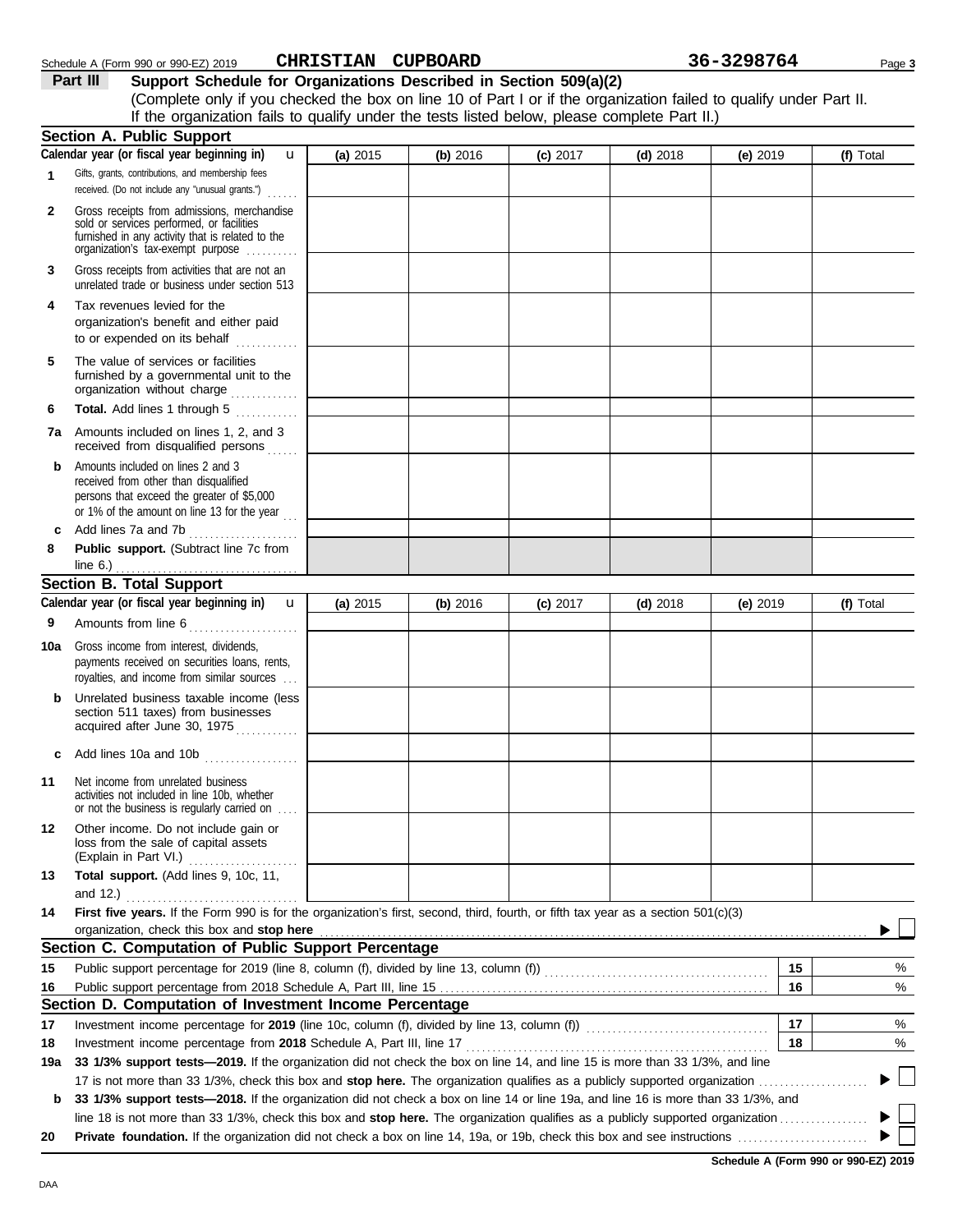Schedule A (Form 990 or 990-EZ) 2019 **CHRISTIAN CUPBOARD** **36-3298764**

## Part III Support Schedule for Organizations Described in Section 509(a)(2)

(Complete only if you checked the box on line 10 of Part I or if the organization failed to qualify under Part II. If the organization fails to qualify under the tests listed below, please complete Part II.)

### Section A. Public Support

| Calendar year (or fiscal year beginning in) | (a) 2015 | (b) 2016 | (c) 2017 | (d) 2018 | (e) 2019 | (f) Total |
|---|---|---|---|---|---|---|
| **1** Gifts, grants, contributions, and membership fees received. (Do not include any "unusual grants.") | | | | | | |
| **2** Gross receipts from admissions, merchandise sold or services performed, or facilities furnished in any activity that is related to the organization's tax-exempt purpose | | | | | | |
| **3** Gross receipts from activities that are not an unrelated trade or business under section 513 | | | | | | |
| **4** Tax revenues levied for the organization's benefit and either paid to or expended on its behalf | | | | | | |
| **5** The value of services or facilities furnished by a governmental unit to the organization without charge | | | | | | |
| **6** **Total.** Add lines 1 through 5 | | | | | | |
| **7a** Amounts included on lines 1, 2, and 3 received from disqualified persons | | | | | | |
| **b** Amounts included on lines 2 and 3 received from other than disqualified persons that exceed the greater of \$5,000 or 1% of the amount on line 13 for the year | | | | | | |
| **c** Add lines 7a and 7b | | | | | | |
| **8** **Public support.** (Subtract line 7c from line 6.) | | | | | | |

### Section B. Total Support

| Calendar year (or fiscal year beginning in) | (a) 2015 | (b) 2016 | (c) 2017 | (d) 2018 | (e) 2019 | (f) Total |
|---|---|---|---|---|---|---|
| **9** Amounts from line 6 | | | | | | |
| **10a** Gross income from interest, dividends, payments received on securities loans, rents, royalties, and income from similar sources | | | | | | |
| **b** Unrelated business taxable income (less section 511 taxes) from businesses acquired after June 30, 1975 | | | | | | |
| **c** Add lines 10a and 10b | | | | | | |
| **11** Net income from unrelated business activities not included in line 10b, whether or not the business is regularly carried on | | | | | | |
| **12** Other income. Do not include gain or loss from the sale of capital assets (Explain in Part VI.) | | | | | | |
| **13** **Total support.** (Add lines 9, 10c, 11, and 12.) | | | | | | |

**14** **First five years.** If the Form 990 is for the organization's first, second, third, fourth, or fifth tax year as a section 501(c)(3) organization, check this box and **stop here** ☐

### Section C. Computation of Public Support Percentage

| | | | |
|---|---|---|---|
| **15** | Public support percentage for 2019 (line 8, column (f), divided by line 13, column (f)) | 15 | % |
| **16** | Public support percentage from 2018 Schedule A, Part III, line 15 | 16 | % |

### Section D. Computation of Investment Income Percentage

| | | | |
|---|---|---|---|
| **17** | Investment income percentage for **2019** (line 10c, column (f), divided by line 13, column (f)) | 17 | % |
| **18** | Investment income percentage from **2018** Schedule A, Part III, line 17 | 18 | % |

**19a** **33 1/3% support tests—2019.** If the organization did not check the box on line 14, and line 15 is more than 33 1/3%, and line 17 is not more than 33 1/3%, check this box and **stop here.** The organization qualifies as a publicly supported organization ☐

**b** **33 1/3% support tests—2018.** If the organization did not check a box on line 14 or line 19a, and line 16 is more than 33 1/3%, and line 18 is not more than 33 1/3%, check this box and **stop here.** The organization qualifies as a publicly supported organization ☐

**20** **Private foundation.** If the organization did not check a box on line 14, 19a, or 19b, check this box and see instructions ☐

**Schedule A (Form 990 or 990-EZ) 2019**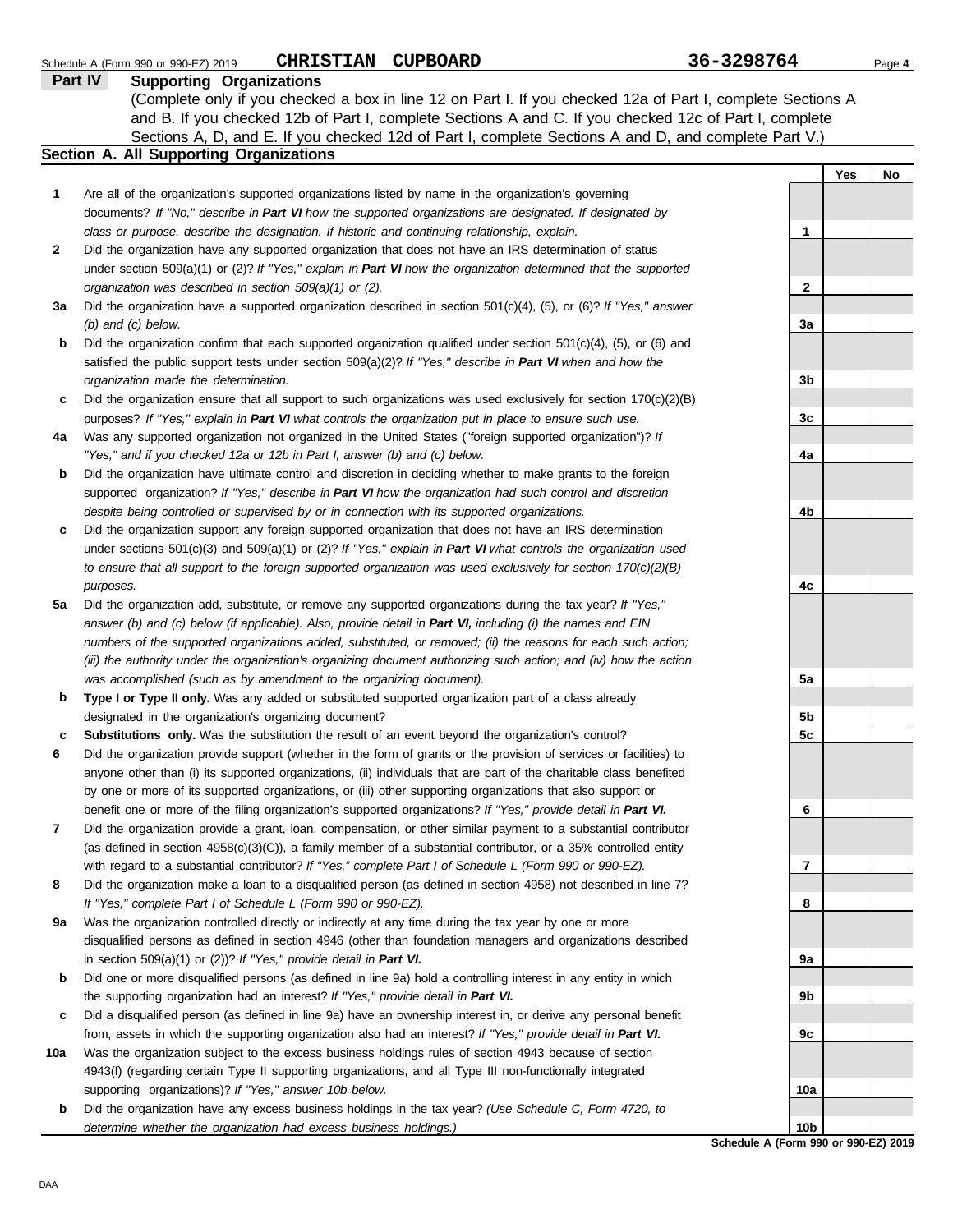Schedule A (Form 990 or 990-EZ) 2019 **CHRISTIAN CUPBOARD** **36-3298764** Page **4**

## Part IV Supporting Organizations

(Complete only if you checked a box in line 12 on Part I. If you checked 12a of Part I, complete Sections A and B. If you checked 12b of Part I, complete Sections A and C. If you checked 12c of Part I, complete Sections A, D, and E. If you checked 12d of Part I, complete Sections A and D, and complete Part V.)

### Section A. All Supporting Organizations

| | | | Yes | No |
|---|---|---|---|---|
| **1** | Are all of the organization's supported organizations listed by name in the organization's governing documents? *If "No," describe in **Part VI** how the supported organizations are designated. If designated by class or purpose, describe the designation. If historic and continuing relationship, explain.* | **1** | | |
| **2** | Did the organization have any supported organization that does not have an IRS determination of status under section 509(a)(1) or (2)? *If "Yes," explain in **Part VI** how the organization determined that the supported organization was described in section 509(a)(1) or (2).* | **2** | | |
| **3a** | Did the organization have a supported organization described in section 501(c)(4), (5), or (6)? *If "Yes," answer (b) and (c) below.* | **3a** | | |
| **b** | Did the organization confirm that each supported organization qualified under section 501(c)(4), (5), or (6) and satisfied the public support tests under section 509(a)(2)? *If "Yes," describe in **Part VI** when and how the organization made the determination.* | **3b** | | |
| **c** | Did the organization ensure that all support to such organizations was used exclusively for section 170(c)(2)(B) purposes? *If "Yes," explain in **Part VI** what controls the organization put in place to ensure such use.* | **3c** | | |
| **4a** | Was any supported organization not organized in the United States ("foreign supported organization")? *If "Yes," and if you checked 12a or 12b in Part I, answer (b) and (c) below.* | **4a** | | |
| **b** | Did the organization have ultimate control and discretion in deciding whether to make grants to the foreign supported organization? *If "Yes," describe in **Part VI** how the organization had such control and discretion despite being controlled or supervised by or in connection with its supported organizations.* | **4b** | | |
| **c** | Did the organization support any foreign supported organization that does not have an IRS determination under sections 501(c)(3) and 509(a)(1) or (2)? *If "Yes," explain in **Part VI** what controls the organization used to ensure that all support to the foreign supported organization was used exclusively for section 170(c)(2)(B) purposes.* | **4c** | | |
| **5a** | Did the organization add, substitute, or remove any supported organizations during the tax year? *If "Yes," answer (b) and (c) below (if applicable). Also, provide detail in **Part VI,** including (i) the names and EIN numbers of the supported organizations added, substituted, or removed; (ii) the reasons for each such action; (iii) the authority under the organization's organizing document authorizing such action; and (iv) how the action was accomplished (such as by amendment to the organizing document).* | **5a** | | |
| **b** | **Type I or Type II only.** Was any added or substituted supported organization part of a class already designated in the organization's organizing document? | **5b** | | |
| **c** | **Substitutions only.** Was the substitution the result of an event beyond the organization's control? | **5c** | | |
| **6** | Did the organization provide support (whether in the form of grants or the provision of services or facilities) to anyone other than (i) its supported organizations, (ii) individuals that are part of the charitable class benefited by one or more of its supported organizations, or (iii) other supporting organizations that also support or benefit one or more of the filing organization's supported organizations? *If "Yes," provide detail in **Part VI.*** | **6** | | |
| **7** | Did the organization provide a grant, loan, compensation, or other similar payment to a substantial contributor (as defined in section 4958(c)(3)(C)), a family member of a substantial contributor, or a 35% controlled entity with regard to a substantial contributor? *If "Yes," complete Part I of Schedule L (Form 990 or 990-EZ).* | **7** | | |
| **8** | Did the organization make a loan to a disqualified person (as defined in section 4958) not described in line 7? *If "Yes," complete Part I of Schedule L (Form 990 or 990-EZ).* | **8** | | |
| **9a** | Was the organization controlled directly or indirectly at any time during the tax year by one or more disqualified persons as defined in section 4946 (other than foundation managers and organizations described in section 509(a)(1) or (2))? *If "Yes," provide detail in **Part VI.*** | **9a** | | |
| **b** | Did one or more disqualified persons (as defined in line 9a) hold a controlling interest in any entity in which the supporting organization had an interest? *If "Yes," provide detail in **Part VI.*** | **9b** | | |
| **c** | Did a disqualified person (as defined in line 9a) have an ownership interest in, or derive any personal benefit from, assets in which the supporting organization also had an interest? *If "Yes," provide detail in **Part VI.*** | **9c** | | |
| **10a** | Was the organization subject to the excess business holdings rules of section 4943 because of section 4943(f) (regarding certain Type II supporting organizations, and all Type III non-functionally integrated supporting organizations)? *If "Yes," answer 10b below.* | **10a** | | |
| **b** | Did the organization have any excess business holdings in the tax year? *(Use Schedule C, Form 4720, to determine whether the organization had excess business holdings.)* | **10b** | | |

**Schedule A (Form 990 or 990-EZ) 2019**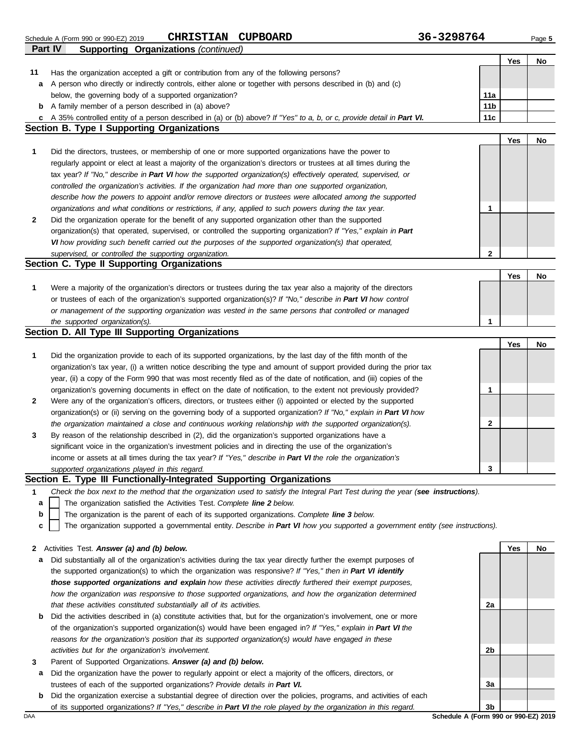Schedule A (Form 990 or 990-EZ) 2019 **CHRISTIAN CUPBOARD** **36-3298764**

**Part IV** **Supporting Organizations** *(continued)*

| | | | Yes | No |
|---|---|---|---|---|
| **11** | Has the organization accepted a gift or contribution from any of the following persons? | | | |
| **a** | A person who directly or indirectly controls, either alone or together with persons described in (b) and (c) below, the governing body of a supported organization? | **11a** | | |
| **b** | A family member of a person described in (a) above? | **11b** | | |
| **c** | A 35% controlled entity of a person described in (a) or (b) above? *If "Yes" to a, b, or c, provide detail in* ***Part VI.*** | **11c** | | |

## Section B. Type I Supporting Organizations

| | | | Yes | No |
|---|---|---|---|---|
| **1** | Did the directors, trustees, or membership of one or more supported organizations have the power to regularly appoint or elect at least a majority of the organization's directors or trustees at all times during the tax year? *If "No," describe in* ***Part VI*** *how the supported organization(s) effectively operated, supervised, or controlled the organization's activities. If the organization had more than one supported organization, describe how the powers to appoint and/or remove directors or trustees were allocated among the supported organizations and what conditions or restrictions, if any, applied to such powers during the tax year.* | **1** | | |
| **2** | Did the organization operate for the benefit of any supported organization other than the supported organization(s) that operated, supervised, or controlled the supporting organization? *If "Yes," explain in* ***Part VI*** *how providing such benefit carried out the purposes of the supported organization(s) that operated, supervised, or controlled the supporting organization.* | **2** | | |

## Section C. Type II Supporting Organizations

| | | | Yes | No |
|---|---|---|---|---|
| **1** | Were a majority of the organization's directors or trustees during the tax year also a majority of the directors or trustees of each of the organization's supported organization(s)? *If "No," describe in* ***Part VI*** *how control or management of the supporting organization was vested in the same persons that controlled or managed the supported organization(s).* | **1** | | |

## Section D. All Type III Supporting Organizations

| | | | Yes | No |
|---|---|---|---|---|
| **1** | Did the organization provide to each of its supported organizations, by the last day of the fifth month of the organization's tax year, (i) a written notice describing the type and amount of support provided during the prior tax year, (ii) a copy of the Form 990 that was most recently filed as of the date of notification, and (iii) copies of the organization's governing documents in effect on the date of notification, to the extent not previously provided? | **1** | | |
| **2** | Were any of the organization's officers, directors, or trustees either (i) appointed or elected by the supported organization(s) or (ii) serving on the governing body of a supported organization? *If "No," explain in* ***Part VI*** *how the organization maintained a close and continuous working relationship with the supported organization(s).* | **2** | | |
| **3** | By reason of the relationship described in (2), did the organization's supported organizations have a significant voice in the organization's investment policies and in directing the use of the organization's income or assets at all times during the tax year? *If "Yes," describe in* ***Part VI*** *the role the organization's supported organizations played in this regard.* | **3** | | |

## Section E. Type III Functionally-Integrated Supporting Organizations

**1** *Check the box next to the method that the organization used to satisfy the Integral Part Test during the year (****see instructions****).*

- **a** ☐ The organization satisfied the Activities Test. *Complete* ***line 2*** *below.*
- **b** ☐ The organization is the parent of each of its supported organizations. *Complete* ***line 3*** *below.*
- **c** ☐ The organization supported a governmental entity. *Describe in* ***Part VI*** *how you supported a government entity (see instructions).*

| | | | Yes | No |
|---|---|---|---|---|
| **2** | Activities Test. ***Answer (a) and (b) below.*** | | | |
| **a** | Did substantially all of the organization's activities during the tax year directly further the exempt purposes of the supported organization(s) to which the organization was responsive? *If "Yes," then in* ***Part VI identify those supported organizations and explain*** *how these activities directly furthered their exempt purposes, how the organization was responsive to those supported organizations, and how the organization determined that these activities constituted substantially all of its activities.* | **2a** | | |
| **b** | Did the activities described in (a) constitute activities that, but for the organization's involvement, one or more of the organization's supported organization(s) would have been engaged in? *If "Yes," explain in* ***Part VI*** *the reasons for the organization's position that its supported organization(s) would have engaged in these activities but for the organization's involvement.* | **2b** | | |
| **3** | Parent of Supported Organizations. ***Answer (a) and (b) below.*** | | | |
| **a** | Did the organization have the power to regularly appoint or elect a majority of the officers, directors, or trustees of each of the supported organizations? *Provide details in* ***Part VI.*** | **3a** | | |
| **b** | Did the organization exercise a substantial degree of direction over the policies, programs, and activities of each of its supported organizations? *If "Yes," describe in* ***Part VI*** *the role played by the organization in this regard.* | **3b** | | |

DAA **Schedule A (Form 990 or 990-EZ) 2019**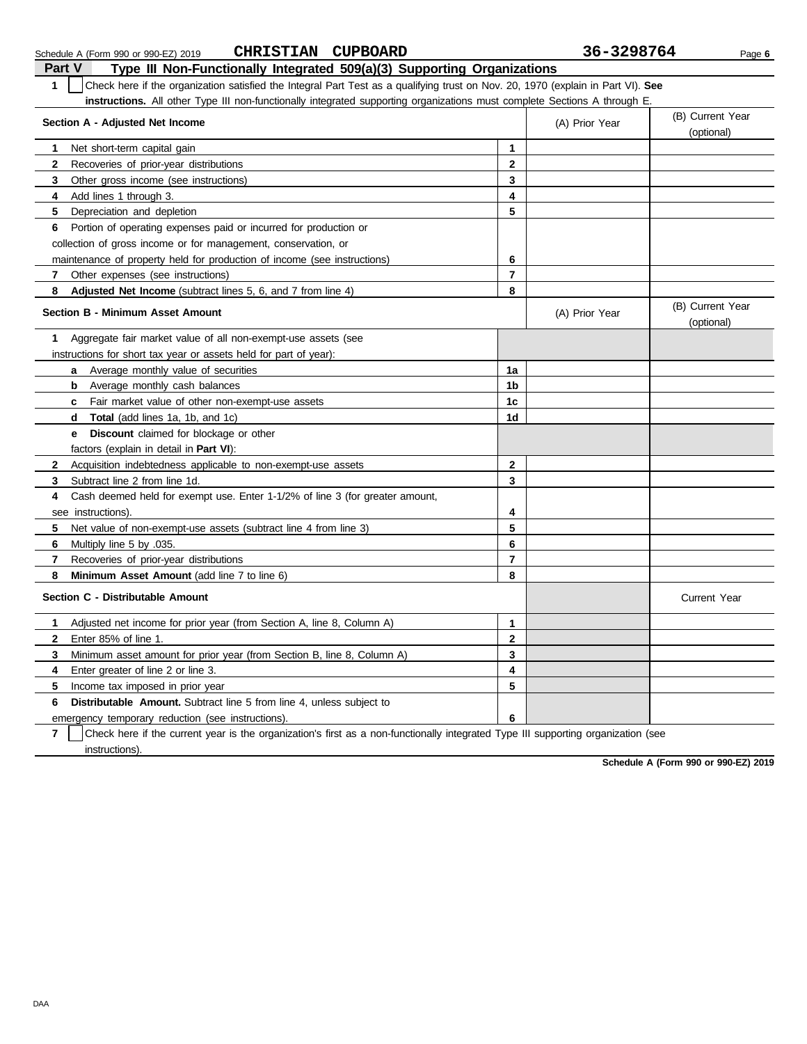Schedule A (Form 990 or 990-EZ) 2019 **CHRISTIAN CUPBOARD** **36-3298764**

## Part V — Type III Non-Functionally Integrated 509(a)(3) Supporting Organizations

**1** ☐ Check here if the organization satisfied the Integral Part Test as a qualifying trust on Nov. 20, 1970 (explain in Part VI). **See instructions.** All other Type III non-functionally integrated supporting organizations must complete Sections A through E.

| **Section A - Adjusted Net Income** | | (A) Prior Year | (B) Current Year (optional) |
|---|---|---|---|
| **1** Net short-term capital gain | **1** | | |
| **2** Recoveries of prior-year distributions | **2** | | |
| **3** Other gross income (see instructions) | **3** | | |
| **4** Add lines 1 through 3. | **4** | | |
| **5** Depreciation and depletion | **5** | | |
| **6** Portion of operating expenses paid or incurred for production or collection of gross income or for management, conservation, or maintenance of property held for production of income (see instructions) | **6** | | |
| **7** Other expenses (see instructions) | **7** | | |
| **8** **Adjusted Net Income** (subtract lines 5, 6, and 7 from line 4) | **8** | | |

| **Section B - Minimum Asset Amount** | | (A) Prior Year | (B) Current Year (optional) |
|---|---|---|---|
| **1** Aggregate fair market value of all non-exempt-use assets (see instructions for short tax year or assets held for part of year): | | | |
| **a** Average monthly value of securities | **1a** | | |
| **b** Average monthly cash balances | **1b** | | |
| **c** Fair market value of other non-exempt-use assets | **1c** | | |
| **d** **Total** (add lines 1a, 1b, and 1c) | **1d** | | |
| **e** **Discount** claimed for blockage or other factors (explain in detail in **Part VI**): | | | |
| **2** Acquisition indebtedness applicable to non-exempt-use assets | **2** | | |
| **3** Subtract line 2 from line 1d. | **3** | | |
| **4** Cash deemed held for exempt use. Enter 1-1/2% of line 3 (for greater amount, see instructions). | **4** | | |
| **5** Net value of non-exempt-use assets (subtract line 4 from line 3) | **5** | | |
| **6** Multiply line 5 by .035. | **6** | | |
| **7** Recoveries of prior-year distributions | **7** | | |
| **8** **Minimum Asset Amount** (add line 7 to line 6) | **8** | | |

| **Section C - Distributable Amount** | | | Current Year |
|---|---|---|---|
| **1** Adjusted net income for prior year (from Section A, line 8, Column A) | **1** | | |
| **2** Enter 85% of line 1. | **2** | | |
| **3** Minimum asset amount for prior year (from Section B, line 8, Column A) | **3** | | |
| **4** Enter greater of line 2 or line 3. | **4** | | |
| **5** Income tax imposed in prior year | **5** | | |
| **6** **Distributable Amount.** Subtract line 5 from line 4, unless subject to emergency temporary reduction (see instructions). | **6** | | |

**7** ☐ Check here if the current year is the organization's first as a non-functionally integrated Type III supporting organization (see instructions).

**Schedule A (Form 990 or 990-EZ) 2019**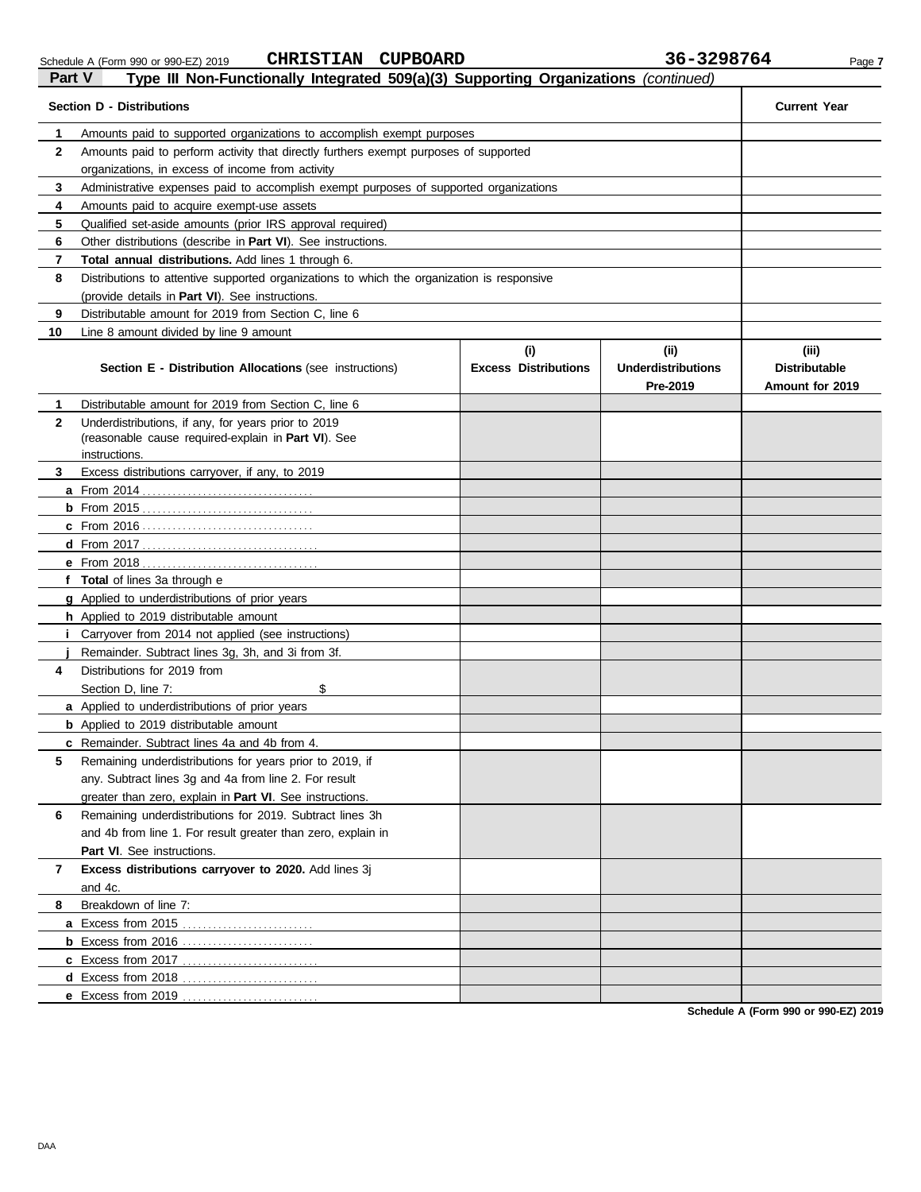Schedule A (Form 990 or 990-EZ) 2019 **CHRISTIAN CUPBOARD** **36-3298764** Page 7

## Part V Type III Non-Functionally Integrated 509(a)(3) Supporting Organizations *(continued)*

| **Section D - Distributions** | | **Current Year** |
|---|---|---|
| 1 | Amounts paid to supported organizations to accomplish exempt purposes | |
| 2 | Amounts paid to perform activity that directly furthers exempt purposes of supported organizations, in excess of income from activity | |
| 3 | Administrative expenses paid to accomplish exempt purposes of supported organizations | |
| 4 | Amounts paid to acquire exempt-use assets | |
| 5 | Qualified set-aside amounts (prior IRS approval required) | |
| 6 | Other distributions (describe in **Part VI**). See instructions. | |
| 7 | **Total annual distributions.** Add lines 1 through 6. | |
| 8 | Distributions to attentive supported organizations to which the organization is responsive (provide details in **Part VI**). See instructions. | |
| 9 | Distributable amount for 2019 from Section C, line 6 | |
| 10 | Line 8 amount divided by line 9 amount | |

| | **Section E - Distribution Allocations** (see instructions) | **(i) Excess Distributions** | **(ii) Underdistributions Pre-2019** | **(iii) Distributable Amount for 2019** |
|---|---|---|---|---|
| 1 | Distributable amount for 2019 from Section C, line 6 | | | |
| 2 | Underdistributions, if any, for years prior to 2019 (reasonable cause required-explain in **Part VI**). See instructions. | | | |
| 3 | Excess distributions carryover, if any, to 2019 | | | |
| a | From 2014 | | | |
| b | From 2015 | | | |
| c | From 2016 | | | |
| d | From 2017 | | | |
| e | From 2018 | | | |
| f | **Total** of lines 3a through e | | | |
| g | Applied to underdistributions of prior years | | | |
| h | Applied to 2019 distributable amount | | | |
| i | Carryover from 2014 not applied (see instructions) | | | |
| j | Remainder. Subtract lines 3g, 3h, and 3i from 3f. | | | |
| 4 | Distributions for 2019 from Section D, line 7: $ | | | |
| a | Applied to underdistributions of prior years | | | |
| b | Applied to 2019 distributable amount | | | |
| c | Remainder. Subtract lines 4a and 4b from 4. | | | |
| 5 | Remaining underdistributions for years prior to 2019, if any. Subtract lines 3g and 4a from line 2. For result greater than zero, explain in **Part VI**. See instructions. | | | |
| 6 | Remaining underdistributions for 2019. Subtract lines 3h and 4b from line 1. For result greater than zero, explain in **Part VI**. See instructions. | | | |
| 7 | **Excess distributions carryover to 2020.** Add lines 3j and 4c. | | | |
| 8 | Breakdown of line 7: | | | |
| a | Excess from 2015 | | | |
| b | Excess from 2016 | | | |
| c | Excess from 2017 | | | |
| d | Excess from 2018 | | | |
| e | Excess from 2019 | | | |

**Schedule A (Form 990 or 990-EZ) 2019**

DAA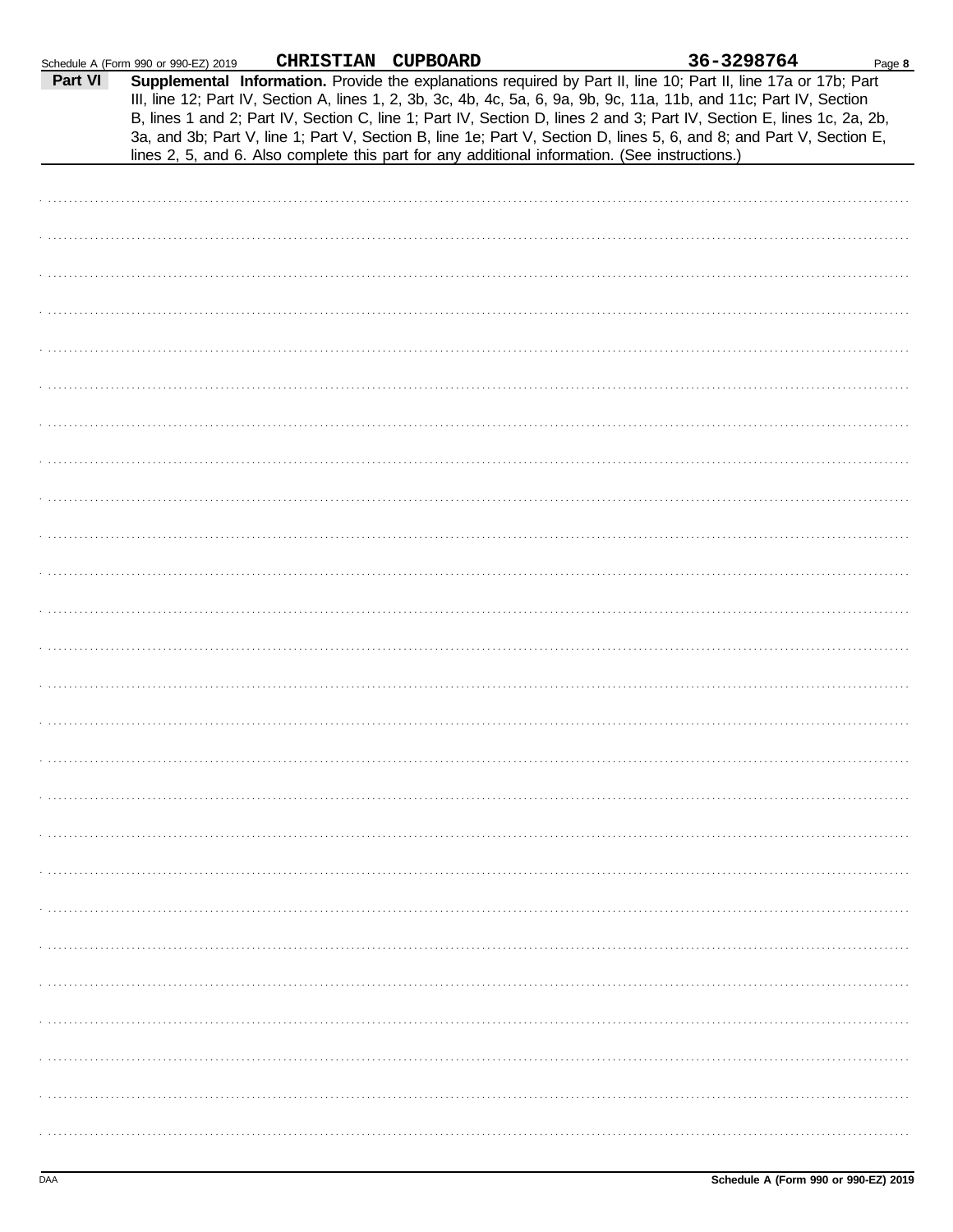Schedule A (Form 990 or 990-EZ) 2019 **CHRISTIAN CUPBOARD** **36-3298764** Page **8**

**Part VI** **Supplemental Information.** Provide the explanations required by Part II, line 10; Part II, line 17a or 17b; Part III, line 12; Part IV, Section A, lines 1, 2, 3b, 3c, 4b, 4c, 5a, 6, 9a, 9b, 9c, 11a, 11b, and 11c; Part IV, Section B, lines 1 and 2; Part IV, Section C, line 1; Part IV, Section D, lines 2 and 3; Part IV, Section E, lines 1c, 2a, 2b, 3a, and 3b; Part V, line 1; Part V, Section B, line 1e; Part V, Section D, lines 5, 6, and 8; and Part V, Section E, lines 2, 5, and 6. Also complete this part for any additional information. (See instructions.)

DAA **Schedule A (Form 990 or 990-EZ) 2019**